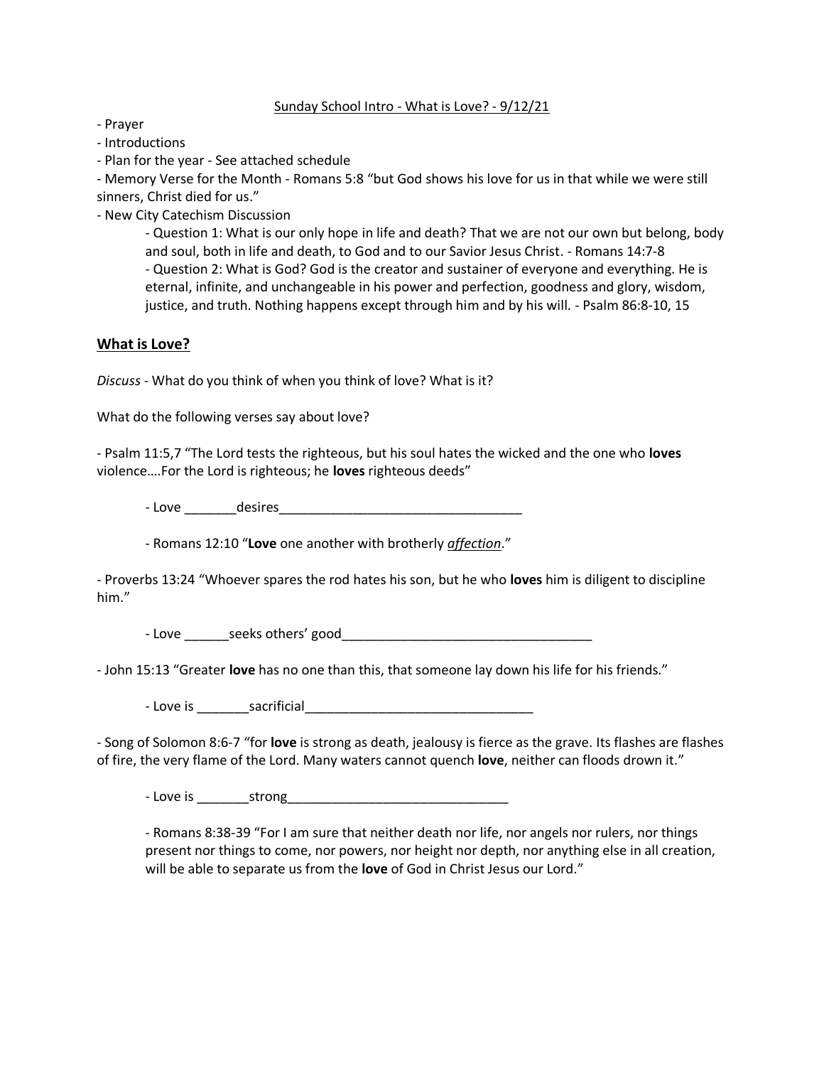Sunday School Intro - What is Love? - 9/12/21

- Prayer
- Introductions
- Plan for the year - See attached schedule
- Memory Verse for the Month - Romans 5:8 "but God shows his love for us in that while we were still sinners, Christ died for us."
- New City Catechism Discussion
    - Question 1: What is our only hope in life and death? That we are not our own but belong, body and soul, both in life and death, to God and to our Savior Jesus Christ. - Romans 14:7-8
    - Question 2: What is God? God is the creator and sustainer of everyone and everything. He is eternal, infinite, and unchangeable in his power and perfection, goodness and glory, wisdom, justice, and truth. Nothing happens except through him and by his will. - Psalm 86:8-10, 15

## What is Love?

*Discuss* - What do you think of when you think of love? What is it?

What do the following verses say about love?

- Psalm 11:5,7 "The Lord tests the righteous, but his soul hates the wicked and the one who **loves** violence….For the Lord is righteous; he **loves** righteous deeds"

    - Love _______desires_________________________________

    - Romans 12:10 "**Love** one another with brotherly ***affection***."

- Proverbs 13:24 "Whoever spares the rod hates his son, but he who **loves** him is diligent to discipline him."

    - Love ______seeks others' good_________________________________

- John 15:13 "Greater **love** has no one than this, that someone lay down his life for his friends."

    - Love is _______sacrificial_______________________________

- Song of Solomon 8:6-7 "for **love** is strong as death, jealousy is fierce as the grave. Its flashes are flashes of fire, the very flame of the Lord. Many waters cannot quench **love**, neither can floods drown it."

    - Love is _______strong_____________________________

    - Romans 8:38-39 "For I am sure that neither death nor life, nor angels nor rulers, nor things present nor things to come, nor powers, nor height nor depth, nor anything else in all creation, will be able to separate us from the **love** of God in Christ Jesus our Lord."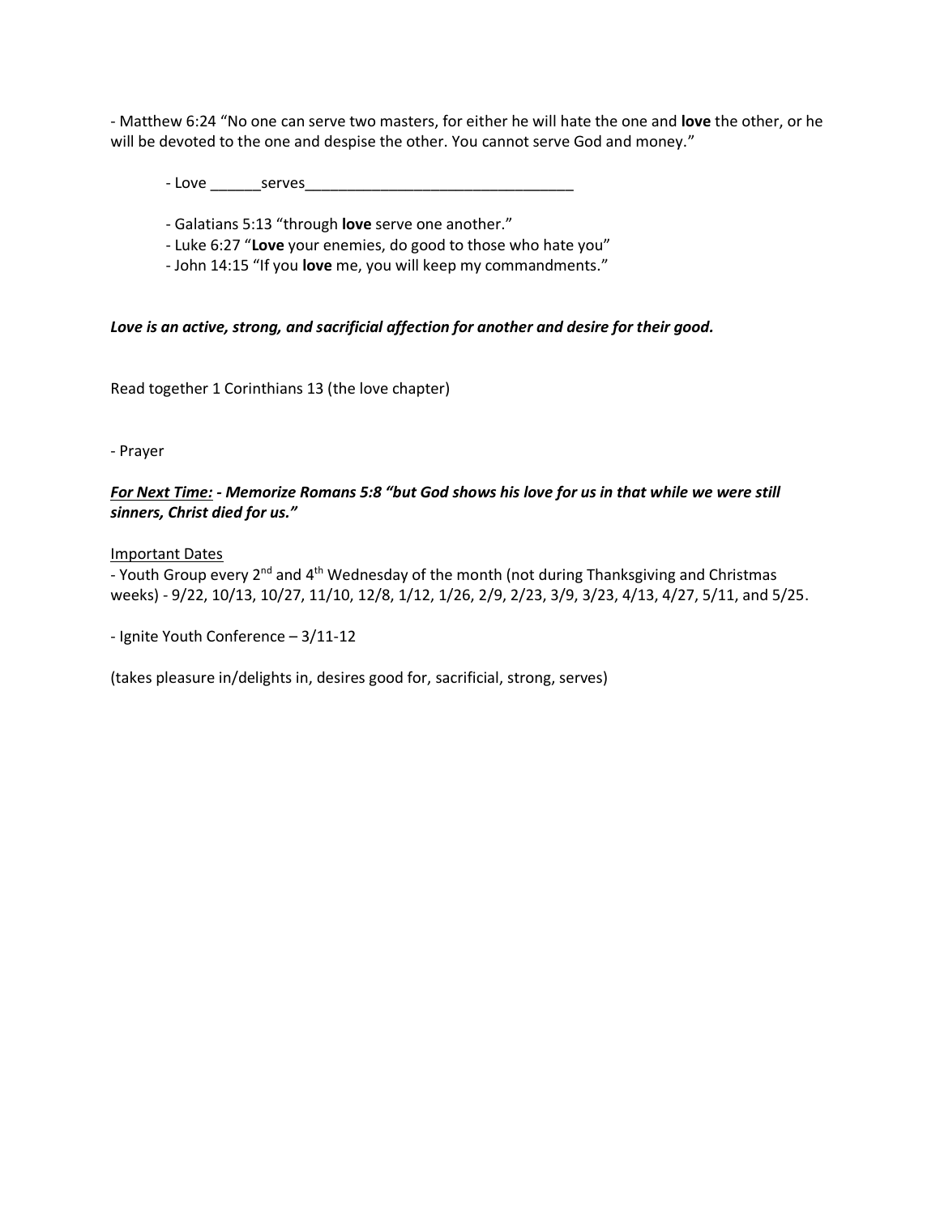- Matthew 6:24 "No one can serve two masters, for either he will hate the one and **love** the other, or he will be devoted to the one and despise the other. You cannot serve God and money."

  - Love ______serves________________________________

  - Galatians 5:13 "through **love** serve one another."
  - Luke 6:27 "**Love** your enemies, do good to those who hate you"
  - John 14:15 "If you **love** me, you will keep my commandments."

***Love is an active, strong, and sacrificial affection for another and desire for their good.***

Read together 1 Corinthians 13 (the love chapter)

- Prayer

***<u>For Next Time:</u> - Memorize Romans 5:8 "but God shows his love for us in that while we were still sinners, Christ died for us."***

<u>Important Dates</u>

- Youth Group every 2nd and 4th Wednesday of the month (not during Thanksgiving and Christmas weeks) - 9/22, 10/13, 10/27, 11/10, 12/8, 1/12, 1/26, 2/9, 2/23, 3/9, 3/23, 4/13, 4/27, 5/11, and 5/25.

- Ignite Youth Conference – 3/11-12

(takes pleasure in/delights in, desires good for, sacrificial, strong, serves)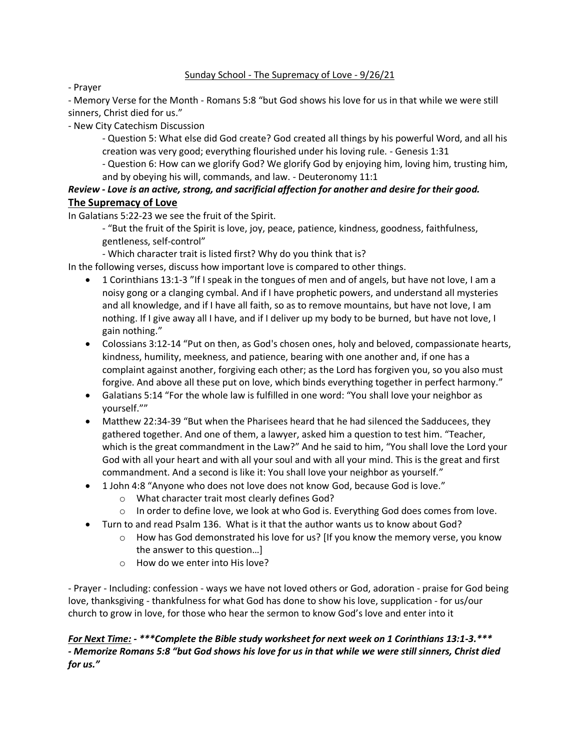Sunday School - The Supremacy of Love - 9/26/21

- Prayer
- Memory Verse for the Month - Romans 5:8 "but God shows his love for us in that while we were still sinners, Christ died for us."
- New City Catechism Discussion
    - Question 5: What else did God create? God created all things by his powerful Word, and all his creation was very good; everything flourished under his loving rule. - Genesis 1:31
    - Question 6: How can we glorify God? We glorify God by enjoying him, loving him, trusting him, and by obeying his will, commands, and law. - Deuteronomy 11:1

***Review - Love is an active, strong, and sacrificial affection for another and desire for their good.***

## The Supremacy of Love

In Galatians 5:22-23 we see the fruit of the Spirit.

- "But the fruit of the Spirit is love, joy, peace, patience, kindness, goodness, faithfulness, gentleness, self-control"
- Which character trait is listed first? Why do you think that is?

In the following verses, discuss how important love is compared to other things.

- 1 Corinthians 13:1-3 "If I speak in the tongues of men and of angels, but have not love, I am a noisy gong or a clanging cymbal. And if I have prophetic powers, and understand all mysteries and all knowledge, and if I have all faith, so as to remove mountains, but have not love, I am nothing. If I give away all I have, and if I deliver up my body to be burned, but have not love, I gain nothing."
- Colossians 3:12-14 "Put on then, as God's chosen ones, holy and beloved, compassionate hearts, kindness, humility, meekness, and patience, bearing with one another and, if one has a complaint against another, forgiving each other; as the Lord has forgiven you, so you also must forgive. And above all these put on love, which binds everything together in perfect harmony."
- Galatians 5:14 "For the whole law is fulfilled in one word: "You shall love your neighbor as yourself.""
- Matthew 22:34-39 "But when the Pharisees heard that he had silenced the Sadducees, they gathered together. And one of them, a lawyer, asked him a question to test him. "Teacher, which is the great commandment in the Law?" And he said to him, "You shall love the Lord your God with all your heart and with all your soul and with all your mind. This is the great and first commandment. And a second is like it: You shall love your neighbor as yourself."
- 1 John 4:8 "Anyone who does not love does not know God, because God is love."
    - What character trait most clearly defines God?
    - In order to define love, we look at who God is. Everything God does comes from love.
- Turn to and read Psalm 136. What is it that the author wants us to know about God?
    - How has God demonstrated his love for us? [If you know the memory verse, you know the answer to this question…]
    - How do we enter into His love?

- Prayer - Including: confession - ways we have not loved others or God, adoration - praise for God being love, thanksgiving - thankfulness for what God has done to show his love, supplication - for us/our church to grow in love, for those who hear the sermon to know God's love and enter into it

***For Next Time: - \*\*\*Complete the Bible study worksheet for next week on 1 Corinthians 13:1-3.\*\*\****
***- Memorize Romans 5:8 "but God shows his love for us in that while we were still sinners, Christ died for us."***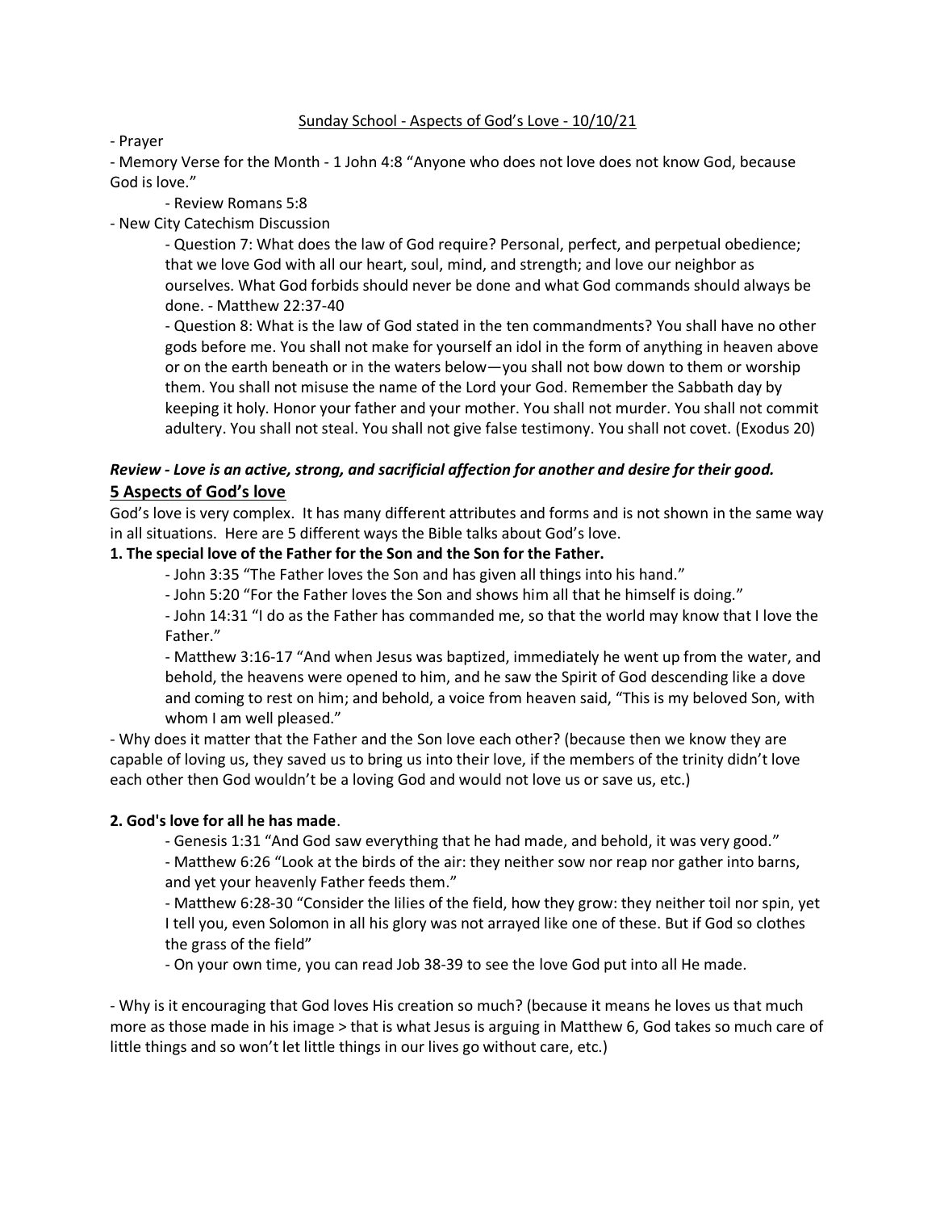Sunday School - Aspects of God's Love - 10/10/21

- Prayer
- Memory Verse for the Month - 1 John 4:8 "Anyone who does not love does not know God, because God is love."
    - Review Romans 5:8
- New City Catechism Discussion
    - Question 7: What does the law of God require? Personal, perfect, and perpetual obedience; that we love God with all our heart, soul, mind, and strength; and love our neighbor as ourselves. What God forbids should never be done and what God commands should always be done. - Matthew 22:37-40
    - Question 8: What is the law of God stated in the ten commandments? You shall have no other gods before me. You shall not make for yourself an idol in the form of anything in heaven above or on the earth beneath or in the waters below—you shall not bow down to them or worship them. You shall not misuse the name of the Lord your God. Remember the Sabbath day by keeping it holy. Honor your father and your mother. You shall not murder. You shall not commit adultery. You shall not steal. You shall not give false testimony. You shall not covet. (Exodus 20)

***Review - Love is an active, strong, and sacrificial affection for another and desire for their good.***

## 5 Aspects of God's love

God's love is very complex. It has many different attributes and forms and is not shown in the same way in all situations. Here are 5 different ways the Bible talks about God's love.

**1. The special love of the Father for the Son and the Son for the Father.**

- John 3:35 "The Father loves the Son and has given all things into his hand."
- John 5:20 "For the Father loves the Son and shows him all that he himself is doing."
- John 14:31 "I do as the Father has commanded me, so that the world may know that I love the Father."
- Matthew 3:16-17 "And when Jesus was baptized, immediately he went up from the water, and behold, the heavens were opened to him, and he saw the Spirit of God descending like a dove and coming to rest on him; and behold, a voice from heaven said, "This is my beloved Son, with whom I am well pleased."

- Why does it matter that the Father and the Son love each other? (because then we know they are capable of loving us, they saved us to bring us into their love, if the members of the trinity didn't love each other then God wouldn't be a loving God and would not love us or save us, etc.)

**2. God's love for all he has made**.

- Genesis 1:31 "And God saw everything that he had made, and behold, it was very good."
- Matthew 6:26 "Look at the birds of the air: they neither sow nor reap nor gather into barns, and yet your heavenly Father feeds them."
- Matthew 6:28-30 "Consider the lilies of the field, how they grow: they neither toil nor spin, yet I tell you, even Solomon in all his glory was not arrayed like one of these. But if God so clothes the grass of the field"
- On your own time, you can read Job 38-39 to see the love God put into all He made.

- Why is it encouraging that God loves His creation so much? (because it means he loves us that much more as those made in his image > that is what Jesus is arguing in Matthew 6, God takes so much care of little things and so won't let little things in our lives go without care, etc.)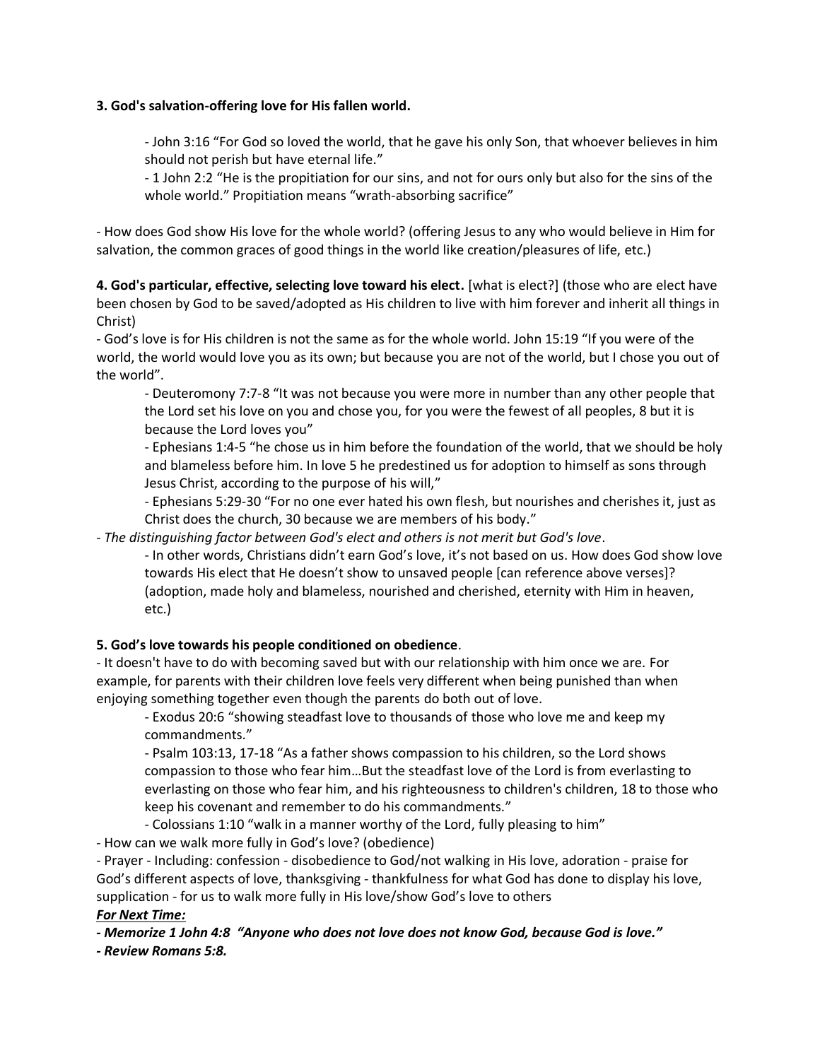**3. God's salvation-offering love for His fallen world.**

> - John 3:16 “For God so loved the world, that he gave his only Son, that whoever believes in him should not perish but have eternal life.”
> - 1 John 2:2 “He is the propitiation for our sins, and not for ours only but also for the sins of the whole world.” Propitiation means “wrath-absorbing sacrifice”

- How does God show His love for the whole world? (offering Jesus to any who would believe in Him for salvation, the common graces of good things in the world like creation/pleasures of life, etc.)

**4. God's particular, effective, selecting love toward his elect.** [what is elect?] (those who are elect have been chosen by God to be saved/adopted as His children to live with him forever and inherit all things in Christ)

- God's love is for His children is not the same as for the whole world. John 15:19 “If you were of the world, the world would love you as its own; but because you are not of the world, but I chose you out of the world”.

> - Deuteromony 7:7-8 “It was not because you were more in number than any other people that the Lord set his love on you and chose you, for you were the fewest of all peoples, 8 but it is because the Lord loves you”
> - Ephesians 1:4-5 “he chose us in him before the foundation of the world, that we should be holy and blameless before him. In love 5 he predestined us for adoption to himself as sons through Jesus Christ, according to the purpose of his will,”
> - Ephesians 5:29-30 “For no one ever hated his own flesh, but nourishes and cherishes it, just as Christ does the church, 30 because we are members of his body.”

- *The distinguishing factor between God's elect and others is not merit but God's love*.

> - In other words, Christians didn't earn God's love, it's not based on us. How does God show love towards His elect that He doesn't show to unsaved people [can reference above verses]? (adoption, made holy and blameless, nourished and cherished, eternity with Him in heaven, etc.)

**5. God's love towards his people conditioned on obedience**.

- It doesn't have to do with becoming saved but with our relationship with him once we are. For example, for parents with their children love feels very different when being punished than when enjoying something together even though the parents do both out of love.

> - Exodus 20:6 “showing steadfast love to thousands of those who love me and keep my commandments.”
> - Psalm 103:13, 17-18 “As a father shows compassion to his children, so the Lord shows compassion to those who fear him…But the steadfast love of the Lord is from everlasting to everlasting on those who fear him, and his righteousness to children's children, 18 to those who keep his covenant and remember to do his commandments.”
> - Colossians 1:10 “walk in a manner worthy of the Lord, fully pleasing to him”

- How can we walk more fully in God's love? (obedience)
- Prayer - Including: confession - disobedience to God/not walking in His love, adoration - praise for God's different aspects of love, thanksgiving - thankfulness for what God has done to display his love, supplication - for us to walk more fully in His love/show God's love to others

***For Next Time:***

***- Memorize 1 John 4:8 “Anyone who does not love does not know God, because God is love.”***

***- Review Romans 5:8.***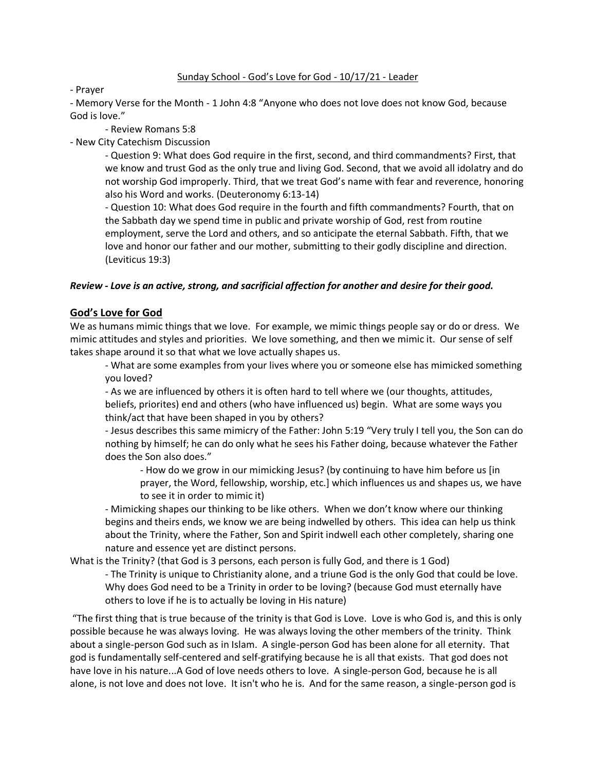<u>Sunday School - God's Love for God - 10/17/21 - Leader</u>

- Prayer
- Memory Verse for the Month - 1 John 4:8 "Anyone who does not love does not know God, because God is love."
    - Review Romans 5:8
- New City Catechism Discussion
    - Question 9: What does God require in the first, second, and third commandments? First, that we know and trust God as the only true and living God. Second, that we avoid all idolatry and do not worship God improperly. Third, that we treat God's name with fear and reverence, honoring also his Word and works. (Deuteronomy 6:13-14)
    - Question 10: What does God require in the fourth and fifth commandments? Fourth, that on the Sabbath day we spend time in public and private worship of God, rest from routine employment, serve the Lord and others, and so anticipate the eternal Sabbath. Fifth, that we love and honor our father and our mother, submitting to their godly discipline and direction. (Leviticus 19:3)

***Review - Love is an active, strong, and sacrificial affection for another and desire for their good.***

## <u>God's Love for God</u>

We as humans mimic things that we love. For example, we mimic things people say or do or dress. We mimic attitudes and styles and priorities. We love something, and then we mimic it. Our sense of self takes shape around it so that what we love actually shapes us.

- What are some examples from your lives where you or someone else has mimicked something you loved?
- As we are influenced by others it is often hard to tell where we (our thoughts, attitudes, beliefs, priorites) end and others (who have influenced us) begin. What are some ways you think/act that have been shaped in you by others?
- Jesus describes this same mimicry of the Father: John 5:19 "Very truly I tell you, the Son can do nothing by himself; he can do only what he sees his Father doing, because whatever the Father does the Son also does."
    - How do we grow in our mimicking Jesus? (by continuing to have him before us [in prayer, the Word, fellowship, worship, etc.] which influences us and shapes us, we have to see it in order to mimic it)
- Mimicking shapes our thinking to be like others. When we don't know where our thinking begins and theirs ends, we know we are being indwelled by others. This idea can help us think about the Trinity, where the Father, Son and Spirit indwell each other completely, sharing one nature and essence yet are distinct persons.

What is the Trinity? (that God is 3 persons, each person is fully God, and there is 1 God)

- The Trinity is unique to Christianity alone, and a triune God is the only God that could be love. Why does God need to be a Trinity in order to be loving? (because God must eternally have others to love if he is to actually be loving in His nature)

"The first thing that is true because of the trinity is that God is Love. Love is who God is, and this is only possible because he was always loving. He was always loving the other members of the trinity. Think about a single-person God such as in Islam. A single-person God has been alone for all eternity. That god is fundamentally self-centered and self-gratifying because he is all that exists. That god does not have love in his nature...A God of love needs others to love. A single-person God, because he is all alone, is not love and does not love. It isn't who he is. And for the same reason, a single-person god is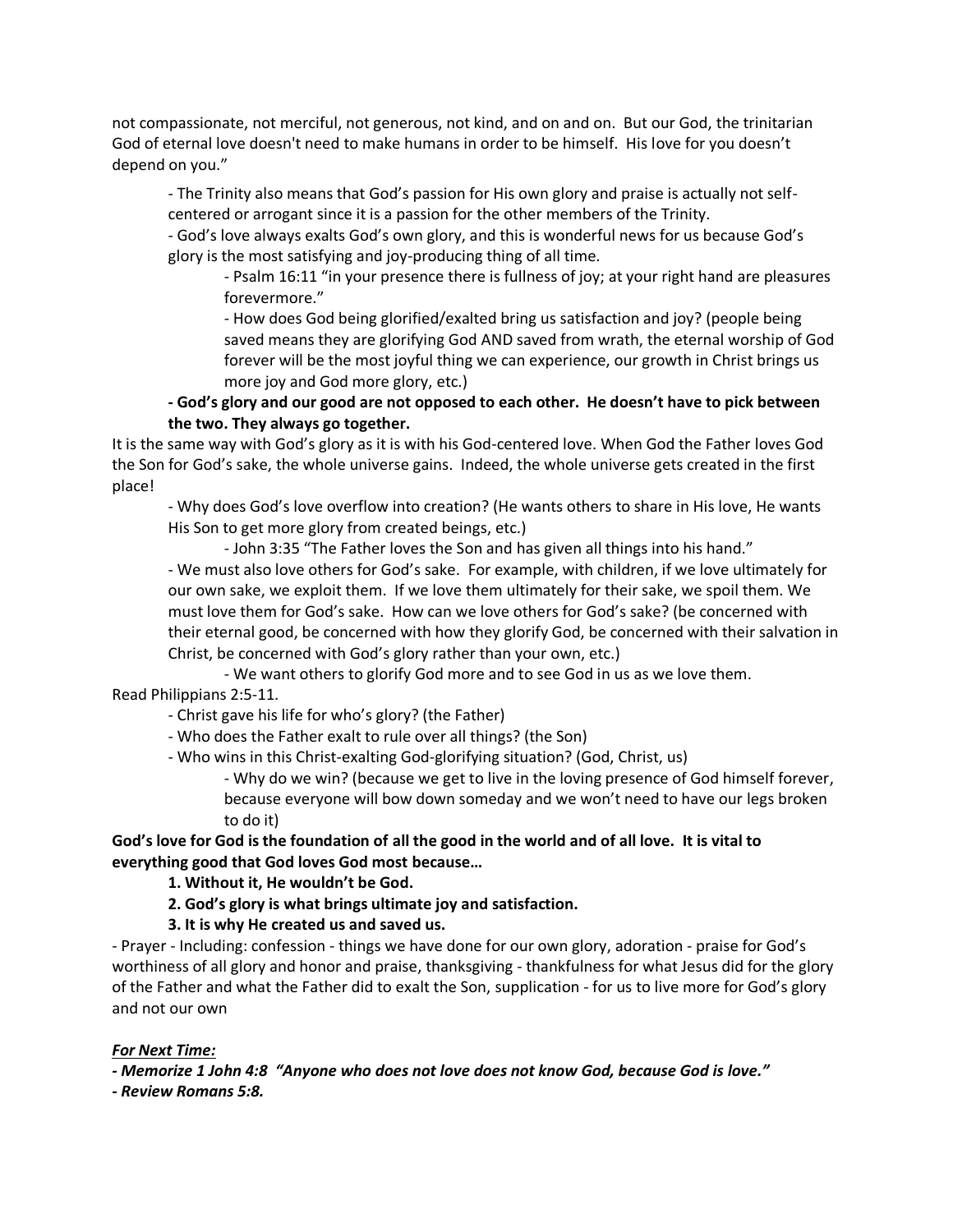not compassionate, not merciful, not generous, not kind, and on and on. But our God, the trinitarian God of eternal love doesn't need to make humans in order to be himself. His love for you doesn't depend on you."

- The Trinity also means that God's passion for His own glory and praise is actually not self-centered or arrogant since it is a passion for the other members of the Trinity.
- God's love always exalts God's own glory, and this is wonderful news for us because God's glory is the most satisfying and joy-producing thing of all time.
    - Psalm 16:11 "in your presence there is fullness of joy; at your right hand are pleasures forevermore."
    - How does God being glorified/exalted bring us satisfaction and joy? (people being saved means they are glorifying God AND saved from wrath, the eternal worship of God forever will be the most joyful thing we can experience, our growth in Christ brings us more joy and God more glory, etc.)
- **God's glory and our good are not opposed to each other. He doesn't have to pick between the two. They always go together.**

It is the same way with God's glory as it is with his God-centered love. When God the Father loves God the Son for God's sake, the whole universe gains. Indeed, the whole universe gets created in the first place!

- Why does God's love overflow into creation? (He wants others to share in His love, He wants His Son to get more glory from created beings, etc.)
    - John 3:35 "The Father loves the Son and has given all things into his hand."
- We must also love others for God's sake. For example, with children, if we love ultimately for our own sake, we exploit them. If we love them ultimately for their sake, we spoil them. We must love them for God's sake. How can we love others for God's sake? (be concerned with their eternal good, be concerned with how they glorify God, be concerned with their salvation in Christ, be concerned with God's glory rather than your own, etc.)
    - We want others to glorify God more and to see God in us as we love them.

Read Philippians 2:5-11.

- Christ gave his life for who's glory? (the Father)
- Who does the Father exalt to rule over all things? (the Son)
- Who wins in this Christ-exalting God-glorifying situation? (God, Christ, us)
    - Why do we win? (because we get to live in the loving presence of God himself forever, because everyone will bow down someday and we won't need to have our legs broken to do it)

**God's love for God is the foundation of all the good in the world and of all love. It is vital to everything good that God loves God most because…**

**1. Without it, He wouldn't be God.**

**2. God's glory is what brings ultimate joy and satisfaction.**

**3. It is why He created us and saved us.**

- Prayer - Including: confession - things we have done for our own glory, adoration - praise for God's worthiness of all glory and honor and praise, thanksgiving - thankfulness for what Jesus did for the glory of the Father and what the Father did to exalt the Son, supplication - for us to live more for God's glory and not our own

***For Next Time:***

***- Memorize 1 John 4:8 "Anyone who does not love does not know God, because God is love."***

***- Review Romans 5:8.***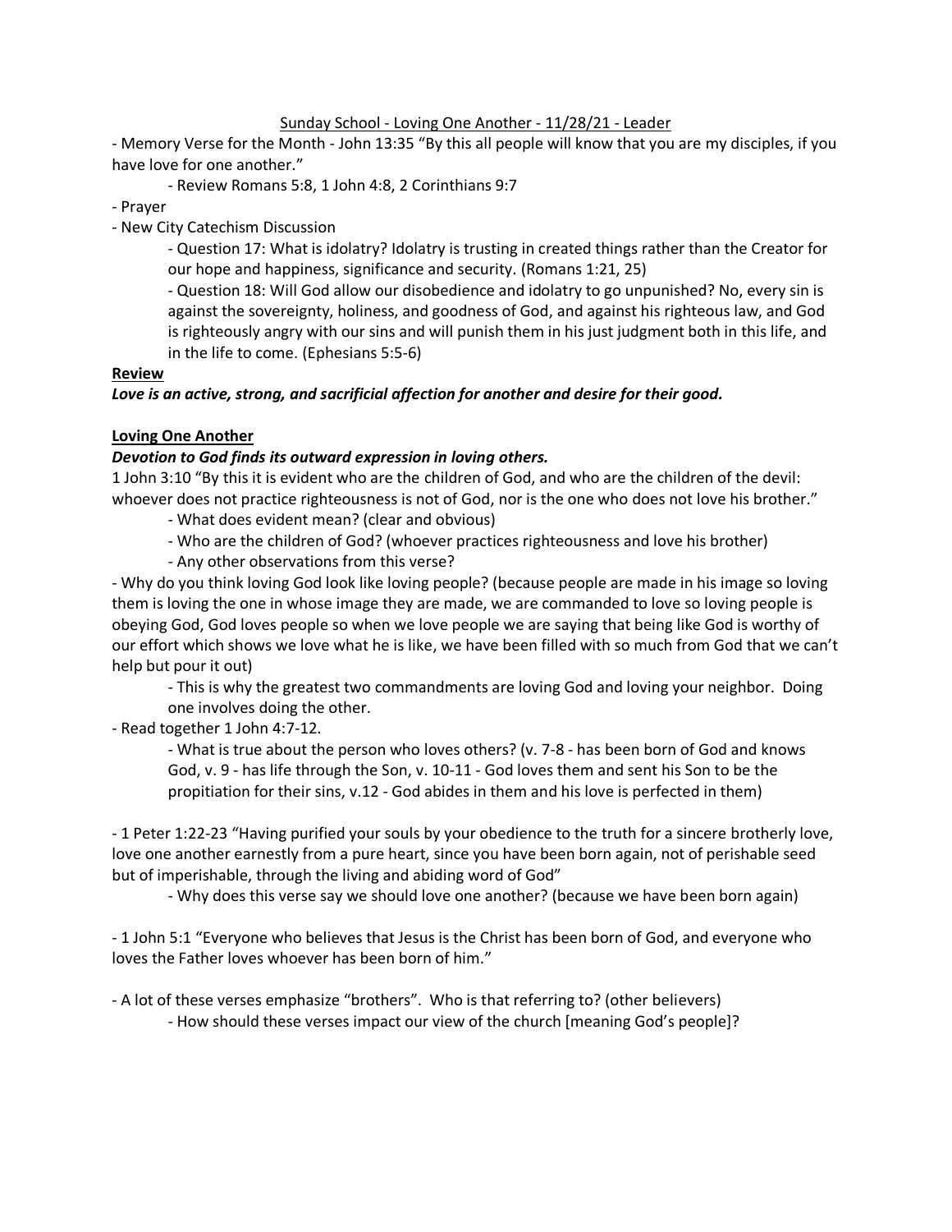<u>Sunday School - Loving One Another - 11/28/21 - Leader</u>

- Memory Verse for the Month - John 13:35 "By this all people will know that you are my disciples, if you have love for one another."
    - Review Romans 5:8, 1 John 4:8, 2 Corinthians 9:7
- Prayer
- New City Catechism Discussion
    - Question 17: What is idolatry? Idolatry is trusting in created things rather than the Creator for our hope and happiness, significance and security. (Romans 1:21, 25)
    - Question 18: Will God allow our disobedience and idolatry to go unpunished? No, every sin is against the sovereignty, holiness, and goodness of God, and against his righteous law, and God is righteously angry with our sins and will punish them in his just judgment both in this life, and in the life to come. (Ephesians 5:5-6)

**<u>Review</u>**

***Love is an active, strong, and sacrificial affection for another and desire for their good.***

**<u>Loving One Another</u>**

***Devotion to God finds its outward expression in loving others.***

1 John 3:10 "By this it is evident who are the children of God, and who are the children of the devil: whoever does not practice righteousness is not of God, nor is the one who does not love his brother."

- What does evident mean? (clear and obvious)
- Who are the children of God? (whoever practices righteousness and love his brother)
- Any other observations from this verse?

- Why do you think loving God look like loving people? (because people are made in his image so loving them is loving the one in whose image they are made, we are commanded to love so loving people is obeying God, God loves people so when we love people we are saying that being like God is worthy of our effort which shows we love what he is like, we have been filled with so much from God that we can't help but pour it out)
    - This is why the greatest two commandments are loving God and loving your neighbor. Doing one involves doing the other.
- Read together 1 John 4:7-12.
    - What is true about the person who loves others? (v. 7-8 - has been born of God and knows God, v. 9 - has life through the Son, v. 10-11 - God loves them and sent his Son to be the propitiation for their sins, v.12 - God abides in them and his love is perfected in them)

- 1 Peter 1:22-23 "Having purified your souls by your obedience to the truth for a sincere brotherly love, love one another earnestly from a pure heart, since you have been born again, not of perishable seed but of imperishable, through the living and abiding word of God"
    - Why does this verse say we should love one another? (because we have been born again)

- 1 John 5:1 "Everyone who believes that Jesus is the Christ has been born of God, and everyone who loves the Father loves whoever has been born of him."

- A lot of these verses emphasize "brothers". Who is that referring to? (other believers)
    - How should these verses impact our view of the church [meaning God's people]?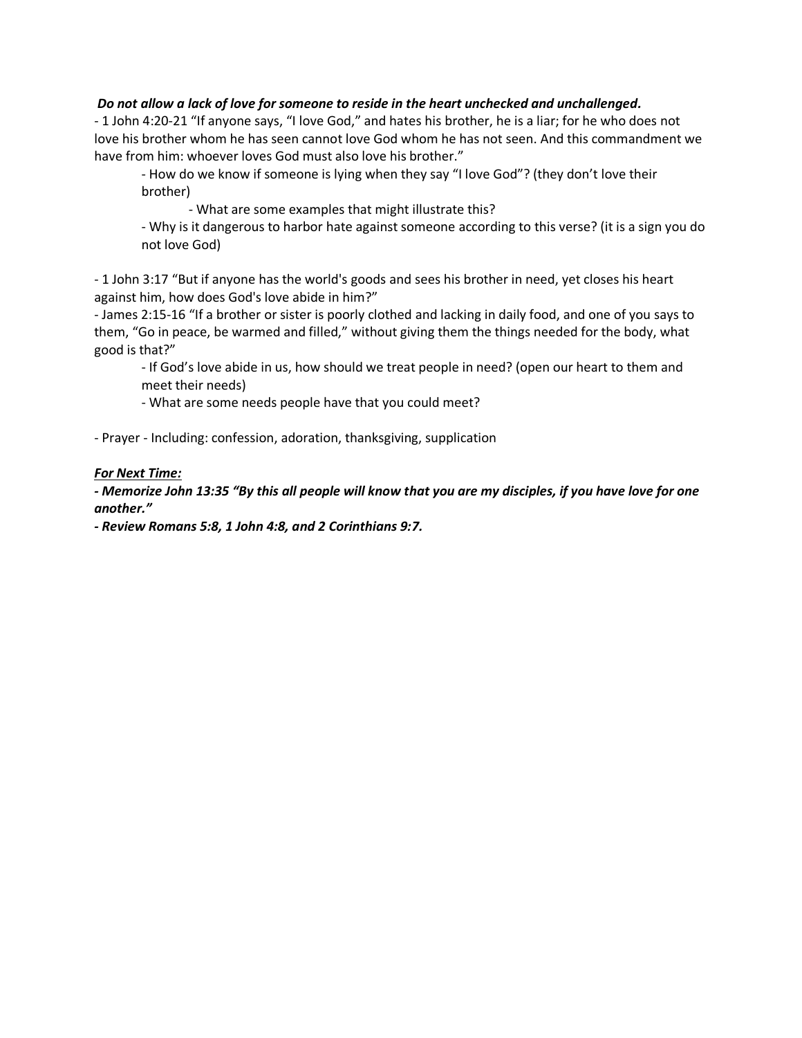***Do not allow a lack of love for someone to reside in the heart unchecked and unchallenged.***

- 1 John 4:20-21 "If anyone says, "I love God," and hates his brother, he is a liar; for he who does not love his brother whom he has seen cannot love God whom he has not seen. And this commandment we have from him: whoever loves God must also love his brother."
    - How do we know if someone is lying when they say "I love God"? (they don't love their brother)
        - What are some examples that might illustrate this?
    - Why is it dangerous to harbor hate against someone according to this verse? (it is a sign you do not love God)

- 1 John 3:17 "But if anyone has the world's goods and sees his brother in need, yet closes his heart against him, how does God's love abide in him?"
- James 2:15-16 "If a brother or sister is poorly clothed and lacking in daily food, and one of you says to them, "Go in peace, be warmed and filled," without giving them the things needed for the body, what good is that?"
    - If God's love abide in us, how should we treat people in need? (open our heart to them and meet their needs)
    - What are some needs people have that you could meet?

- Prayer - Including: confession, adoration, thanksgiving, supplication

***<u>For Next Time:</u>***

***- Memorize John 13:35 "By this all people will know that you are my disciples, if you have love for one another."***

***- Review Romans 5:8, 1 John 4:8, and 2 Corinthians 9:7.***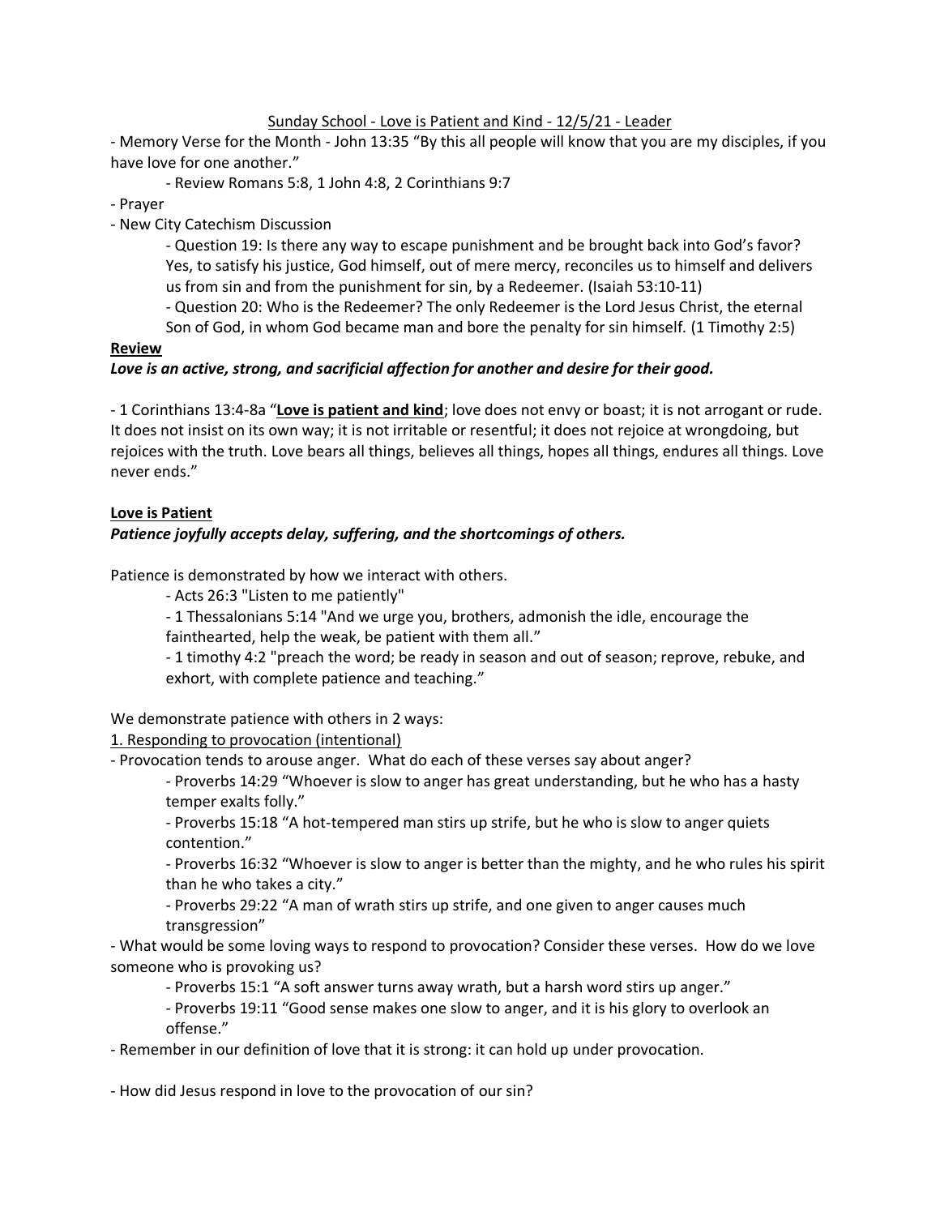Sunday School - Love is Patient and Kind - 12/5/21 - Leader

- Memory Verse for the Month - John 13:35 "By this all people will know that you are my disciples, if you have love for one another."
  - Review Romans 5:8, 1 John 4:8, 2 Corinthians 9:7
- Prayer
- New City Catechism Discussion
  - Question 19: Is there any way to escape punishment and be brought back into God's favor? Yes, to satisfy his justice, God himself, out of mere mercy, reconciles us to himself and delivers us from sin and from the punishment for sin, by a Redeemer. (Isaiah 53:10-11)
  - Question 20: Who is the Redeemer? The only Redeemer is the Lord Jesus Christ, the eternal Son of God, in whom God became man and bore the penalty for sin himself. (1 Timothy 2:5)

**Review**

***Love is an active, strong, and sacrificial affection for another and desire for their good.***

- 1 Corinthians 13:4-8a "**Love is patient and kind**; love does not envy or boast; it is not arrogant or rude. It does not insist on its own way; it is not irritable or resentful; it does not rejoice at wrongdoing, but rejoices with the truth. Love bears all things, believes all things, hopes all things, endures all things. Love never ends."

**Love is Patient**

***Patience joyfully accepts delay, suffering, and the shortcomings of others.***

Patience is demonstrated by how we interact with others.

- Acts 26:3 "Listen to me patiently"
- 1 Thessalonians 5:14 "And we urge you, brothers, admonish the idle, encourage the fainthearted, help the weak, be patient with them all."
- 1 timothy 4:2 "preach the word; be ready in season and out of season; reprove, rebuke, and exhort, with complete patience and teaching."

We demonstrate patience with others in 2 ways:

1. Responding to provocation (intentional)

- Provocation tends to arouse anger. What do each of these verses say about anger?
  - Proverbs 14:29 "Whoever is slow to anger has great understanding, but he who has a hasty temper exalts folly."
  - Proverbs 15:18 "A hot-tempered man stirs up strife, but he who is slow to anger quiets contention."
  - Proverbs 16:32 "Whoever is slow to anger is better than the mighty, and he who rules his spirit than he who takes a city."
  - Proverbs 29:22 "A man of wrath stirs up strife, and one given to anger causes much transgression"
- What would be some loving ways to respond to provocation? Consider these verses. How do we love someone who is provoking us?
  - Proverbs 15:1 "A soft answer turns away wrath, but a harsh word stirs up anger."
  - Proverbs 19:11 "Good sense makes one slow to anger, and it is his glory to overlook an offense."
- Remember in our definition of love that it is strong: it can hold up under provocation.

- How did Jesus respond in love to the provocation of our sin?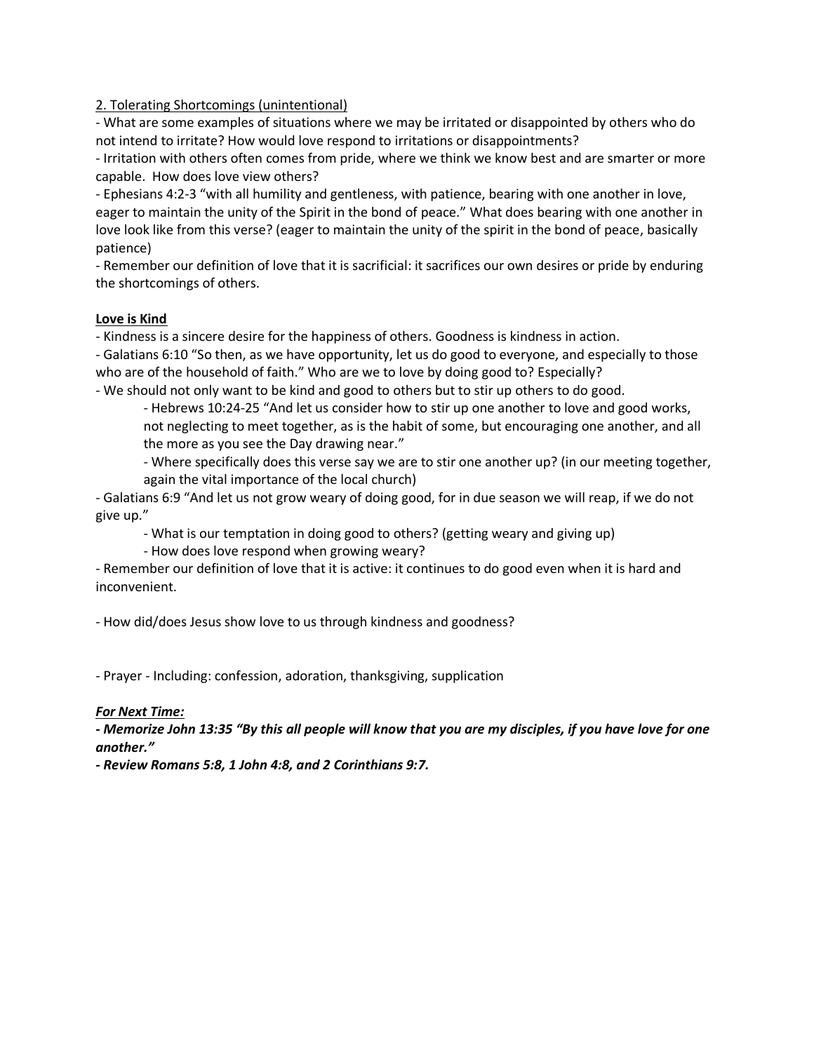2. Tolerating Shortcomings (unintentional)

- What are some examples of situations where we may be irritated or disappointed by others who do not intend to irritate? How would love respond to irritations or disappointments?
- Irritation with others often comes from pride, where we think we know best and are smarter or more capable. How does love view others?
- Ephesians 4:2-3 "with all humility and gentleness, with patience, bearing with one another in love, eager to maintain the unity of the Spirit in the bond of peace." What does bearing with one another in love look like from this verse? (eager to maintain the unity of the spirit in the bond of peace, basically patience)
- Remember our definition of love that it is sacrificial: it sacrifices our own desires or pride by enduring the shortcomings of others.

**Love is Kind**

- Kindness is a sincere desire for the happiness of others. Goodness is kindness in action.
- Galatians 6:10 "So then, as we have opportunity, let us do good to everyone, and especially to those who are of the household of faith." Who are we to love by doing good to? Especially?
- We should not only want to be kind and good to others but to stir up others to do good.
    - Hebrews 10:24-25 "And let us consider how to stir up one another to love and good works, not neglecting to meet together, as is the habit of some, but encouraging one another, and all the more as you see the Day drawing near."
    - Where specifically does this verse say we are to stir one another up? (in our meeting together, again the vital importance of the local church)
- Galatians 6:9 "And let us not grow weary of doing good, for in due season we will reap, if we do not give up."
    - What is our temptation in doing good to others? (getting weary and giving up)
    - How does love respond when growing weary?
- Remember our definition of love that it is active: it continues to do good even when it is hard and inconvenient.

- How did/does Jesus show love to us through kindness and goodness?

- Prayer - Including: confession, adoration, thanksgiving, supplication

***For Next Time:***

***- Memorize John 13:35 "By this all people will know that you are my disciples, if you have love for one another."***

***- Review Romans 5:8, 1 John 4:8, and 2 Corinthians 9:7.***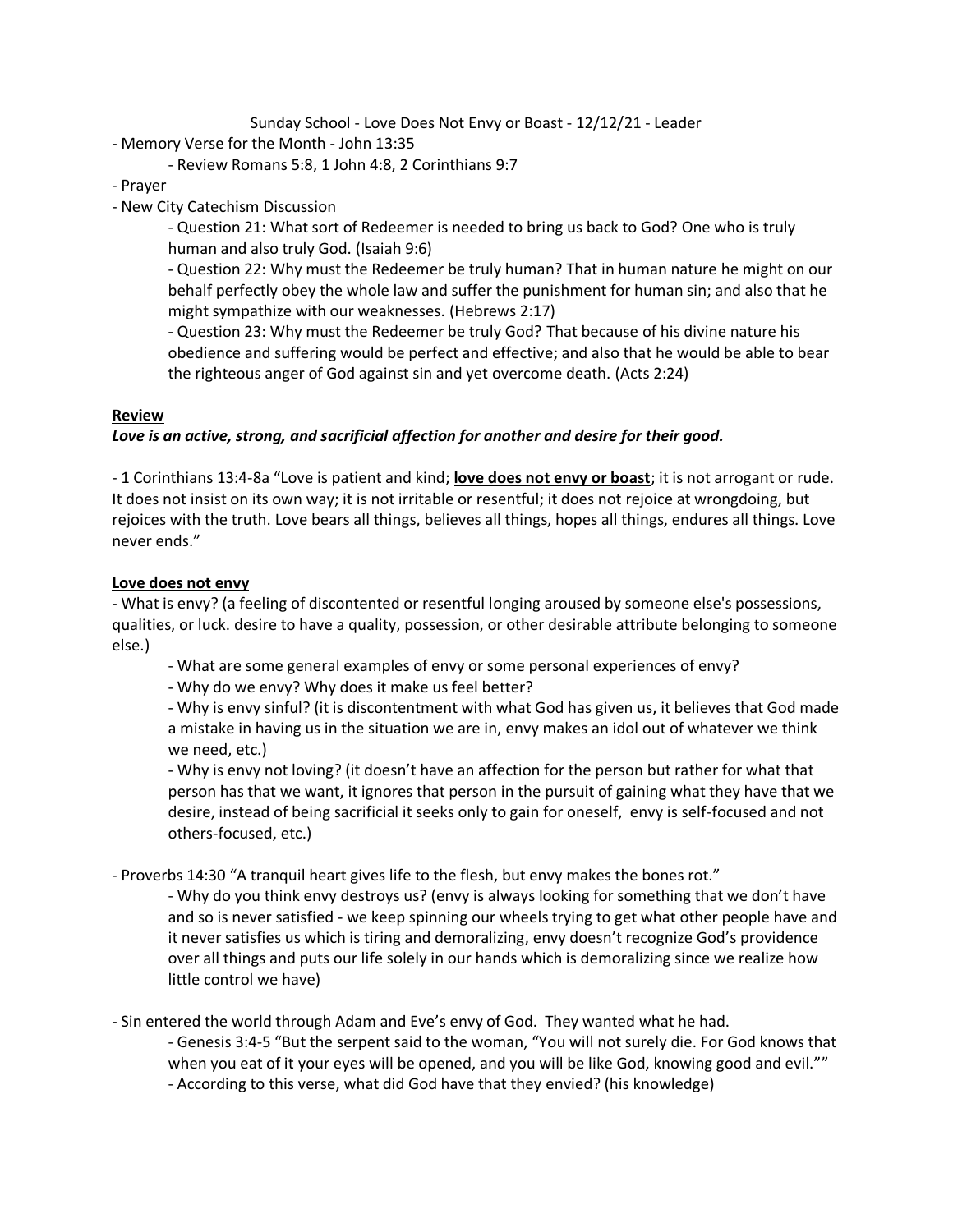Sunday School - Love Does Not Envy or Boast - 12/12/21 - Leader

- Memory Verse for the Month - John 13:35
    - Review Romans 5:8, 1 John 4:8, 2 Corinthians 9:7
- Prayer
- New City Catechism Discussion
    - Question 21: What sort of Redeemer is needed to bring us back to God? One who is truly human and also truly God. (Isaiah 9:6)
    - Question 22: Why must the Redeemer be truly human? That in human nature he might on our behalf perfectly obey the whole law and suffer the punishment for human sin; and also that he might sympathize with our weaknesses. (Hebrews 2:17)
    - Question 23: Why must the Redeemer be truly God? That because of his divine nature his obedience and suffering would be perfect and effective; and also that he would be able to bear the righteous anger of God against sin and yet overcome death. (Acts 2:24)

**Review**

***Love is an active, strong, and sacrificial affection for another and desire for their good.***

- 1 Corinthians 13:4-8a "Love is patient and kind; **love does not envy or boast**; it is not arrogant or rude. It does not insist on its own way; it is not irritable or resentful; it does not rejoice at wrongdoing, but rejoices with the truth. Love bears all things, believes all things, hopes all things, endures all things. Love never ends."

**Love does not envy**

- What is envy? (a feeling of discontented or resentful longing aroused by someone else's possessions, qualities, or luck. desire to have a quality, possession, or other desirable attribute belonging to someone else.)
    - What are some general examples of envy or some personal experiences of envy?
    - Why do we envy? Why does it make us feel better?
    - Why is envy sinful? (it is discontentment with what God has given us, it believes that God made a mistake in having us in the situation we are in, envy makes an idol out of whatever we think we need, etc.)
    - Why is envy not loving? (it doesn't have an affection for the person but rather for what that person has that we want, it ignores that person in the pursuit of gaining what they have that we desire, instead of being sacrificial it seeks only to gain for oneself, envy is self-focused and not others-focused, etc.)

- Proverbs 14:30 "A tranquil heart gives life to the flesh, but envy makes the bones rot."
    - Why do you think envy destroys us? (envy is always looking for something that we don't have and so is never satisfied - we keep spinning our wheels trying to get what other people have and it never satisfies us which is tiring and demoralizing, envy doesn't recognize God's providence over all things and puts our life solely in our hands which is demoralizing since we realize how little control we have)

- Sin entered the world through Adam and Eve's envy of God. They wanted what he had.
    - Genesis 3:4-5 "But the serpent said to the woman, "You will not surely die. For God knows that when you eat of it your eyes will be opened, and you will be like God, knowing good and evil.""
    - According to this verse, what did God have that they envied? (his knowledge)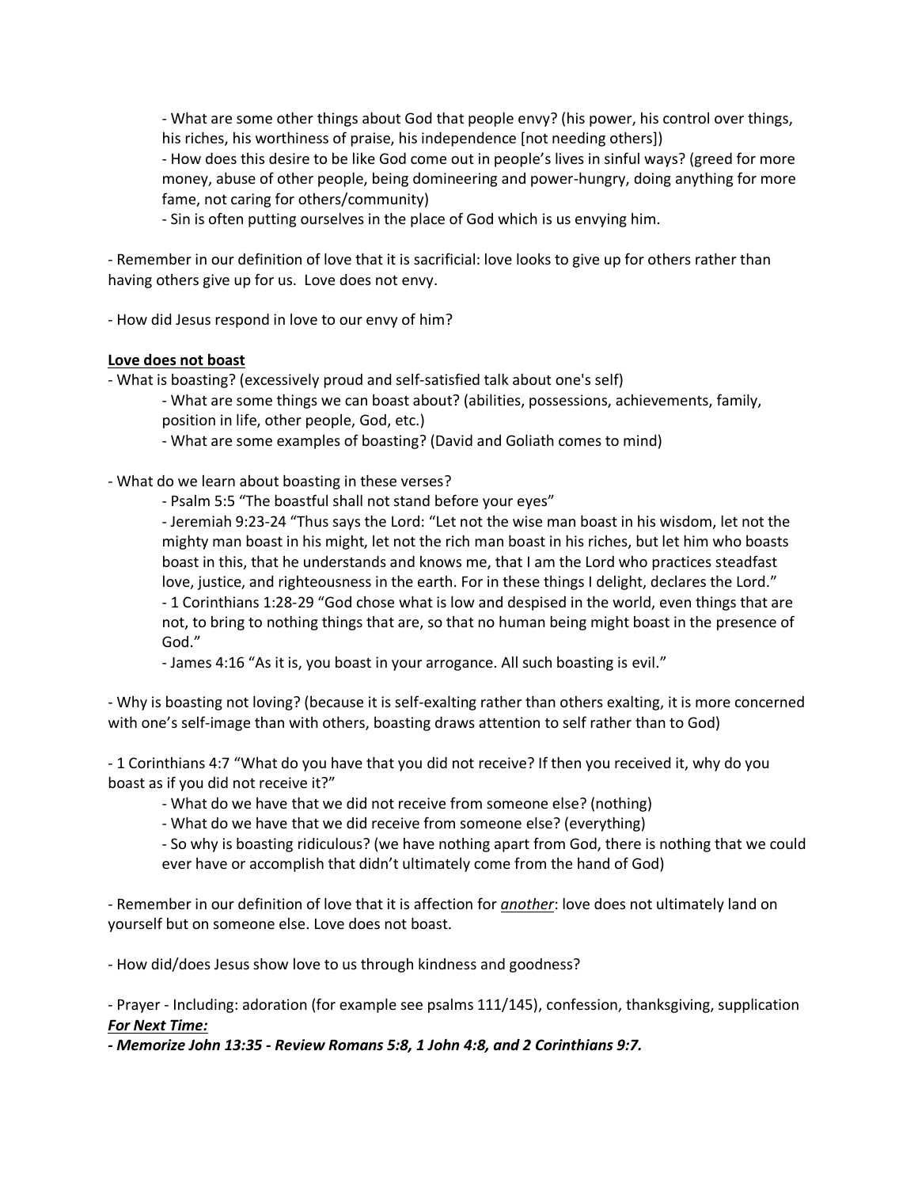- What are some other things about God that people envy? (his power, his control over things, his riches, his worthiness of praise, his independence [not needing others])
    - How does this desire to be like God come out in people's lives in sinful ways? (greed for more money, abuse of other people, being domineering and power-hungry, doing anything for more fame, not caring for others/community)
    - Sin is often putting ourselves in the place of God which is us envying him.

- Remember in our definition of love that it is sacrificial: love looks to give up for others rather than having others give up for us. Love does not envy.

- How did Jesus respond in love to our envy of him?

**<u>Love does not boast</u>**

- What is boasting? (excessively proud and self-satisfied talk about one's self)
    - What are some things we can boast about? (abilities, possessions, achievements, family, position in life, other people, God, etc.)
    - What are some examples of boasting? (David and Goliath comes to mind)

- What do we learn about boasting in these verses?
    - Psalm 5:5 "The boastful shall not stand before your eyes"
    - Jeremiah 9:23-24 "Thus says the Lord: "Let not the wise man boast in his wisdom, let not the mighty man boast in his might, let not the rich man boast in his riches, but let him who boasts boast in this, that he understands and knows me, that I am the Lord who practices steadfast love, justice, and righteousness in the earth. For in these things I delight, declares the Lord."
    - 1 Corinthians 1:28-29 "God chose what is low and despised in the world, even things that are not, to bring to nothing things that are, so that no human being might boast in the presence of God."
    - James 4:16 "As it is, you boast in your arrogance. All such boasting is evil."

- Why is boasting not loving? (because it is self-exalting rather than others exalting, it is more concerned with one's self-image than with others, boasting draws attention to self rather than to God)

- 1 Corinthians 4:7 "What do you have that you did not receive? If then you received it, why do you boast as if you did not receive it?"
    - What do we have that we did not receive from someone else? (nothing)
    - What do we have that we did receive from someone else? (everything)
    - So why is boasting ridiculous? (we have nothing apart from God, there is nothing that we could ever have or accomplish that didn't ultimately come from the hand of God)

- Remember in our definition of love that it is affection for ***<u>another</u>***: love does not ultimately land on yourself but on someone else. Love does not boast.

- How did/does Jesus show love to us through kindness and goodness?

- Prayer - Including: adoration (for example see psalms 111/145), confession, thanksgiving, supplication

***<u>For Next Time:</u>***

***- Memorize John 13:35 - Review Romans 5:8, 1 John 4:8, and 2 Corinthians 9:7.***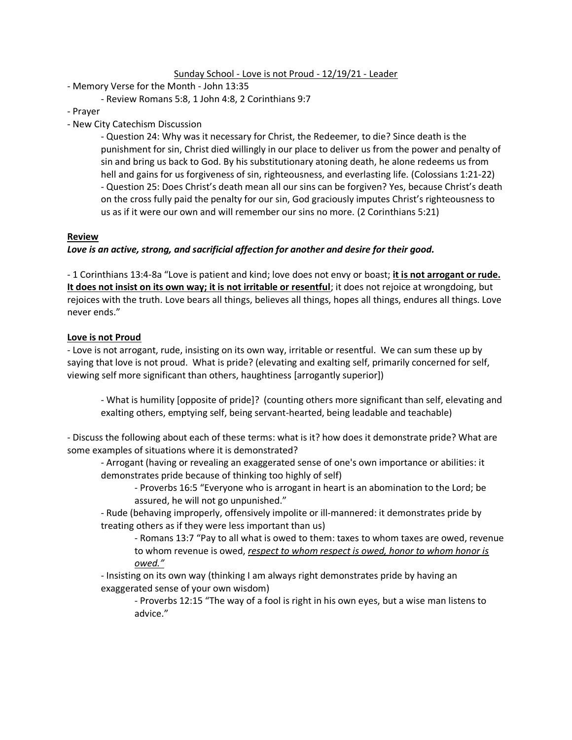Sunday School - Love is not Proud - 12/19/21 - Leader

- Memory Verse for the Month - John 13:35
  - Review Romans 5:8, 1 John 4:8, 2 Corinthians 9:7
- Prayer
- New City Catechism Discussion
  - Question 24: Why was it necessary for Christ, the Redeemer, to die? Since death is the punishment for sin, Christ died willingly in our place to deliver us from the power and penalty of sin and bring us back to God. By his substitutionary atoning death, he alone redeems us from hell and gains for us forgiveness of sin, righteousness, and everlasting life. (Colossians 1:21-22)
  - Question 25: Does Christ's death mean all our sins can be forgiven? Yes, because Christ's death on the cross fully paid the penalty for our sin, God graciously imputes Christ's righteousness to us as if it were our own and will remember our sins no more. (2 Corinthians 5:21)

**Review**

***Love is an active, strong, and sacrificial affection for another and desire for their good.***

- 1 Corinthians 13:4-8a "Love is patient and kind; love does not envy or boast; **it is not arrogant or rude. It does not insist on its own way; it is not irritable or resentful**; it does not rejoice at wrongdoing, but rejoices with the truth. Love bears all things, believes all things, hopes all things, endures all things. Love never ends."

**Love is not Proud**

- Love is not arrogant, rude, insisting on its own way, irritable or resentful. We can sum these up by saying that love is not proud. What is pride? (elevating and exalting self, primarily concerned for self, viewing self more significant than others, haughtiness [arrogantly superior])

  - What is humility [opposite of pride]? (counting others more significant than self, elevating and exalting others, emptying self, being servant-hearted, being leadable and teachable)

- Discuss the following about each of these terms: what is it? how does it demonstrate pride? What are some examples of situations where it is demonstrated?
  - Arrogant (having or revealing an exaggerated sense of one's own importance or abilities: it demonstrates pride because of thinking too highly of self)
    - Proverbs 16:5 "Everyone who is arrogant in heart is an abomination to the Lord; be assured, he will not go unpunished."
  - Rude (behaving improperly, offensively impolite or ill-mannered: it demonstrates pride by treating others as if they were less important than us)
    - Romans 13:7 "Pay to all what is owed to them: taxes to whom taxes are owed, revenue to whom revenue is owed, *respect to whom respect is owed, honor to whom honor is owed."*
  - Insisting on its own way (thinking I am always right demonstrates pride by having an exaggerated sense of your own wisdom)
    - Proverbs 12:15 "The way of a fool is right in his own eyes, but a wise man listens to advice."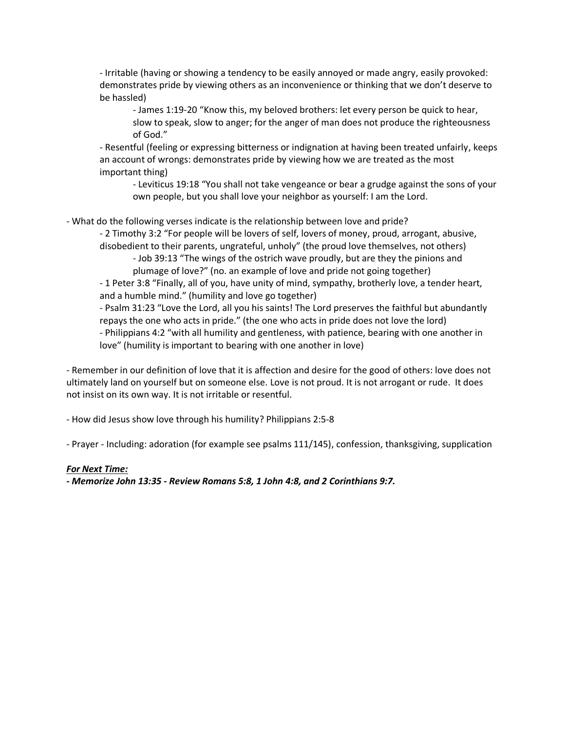- Irritable (having or showing a tendency to be easily annoyed or made angry, easily provoked: demonstrates pride by viewing others as an inconvenience or thinking that we don't deserve to be hassled)
    - James 1:19-20 "Know this, my beloved brothers: let every person be quick to hear, slow to speak, slow to anger; for the anger of man does not produce the righteousness of God."
- Resentful (feeling or expressing bitterness or indignation at having been treated unfairly, keeps an account of wrongs: demonstrates pride by viewing how we are treated as the most important thing)
    - Leviticus 19:18 "You shall not take vengeance or bear a grudge against the sons of your own people, but you shall love your neighbor as yourself: I am the Lord.

- What do the following verses indicate is the relationship between love and pride?
    - 2 Timothy 3:2 "For people will be lovers of self, lovers of money, proud, arrogant, abusive, disobedient to their parents, ungrateful, unholy" (the proud love themselves, not others)
        - Job 39:13 "The wings of the ostrich wave proudly, but are they the pinions and plumage of love?" (no. an example of love and pride not going together)
    - 1 Peter 3:8 "Finally, all of you, have unity of mind, sympathy, brotherly love, a tender heart, and a humble mind." (humility and love go together)
    - Psalm 31:23 "Love the Lord, all you his saints! The Lord preserves the faithful but abundantly repays the one who acts in pride." (the one who acts in pride does not love the lord)
    - Philippians 4:2 "with all humility and gentleness, with patience, bearing with one another in love" (humility is important to bearing with one another in love)

- Remember in our definition of love that it is affection and desire for the good of others: love does not ultimately land on yourself but on someone else. Love is not proud. It is not arrogant or rude. It does not insist on its own way. It is not irritable or resentful.

- How did Jesus show love through his humility? Philippians 2:5-8

- Prayer - Including: adoration (for example see psalms 111/145), confession, thanksgiving, supplication

***<u>For Next Time:</u>***

***- Memorize John 13:35 - Review Romans 5:8, 1 John 4:8, and 2 Corinthians 9:7.***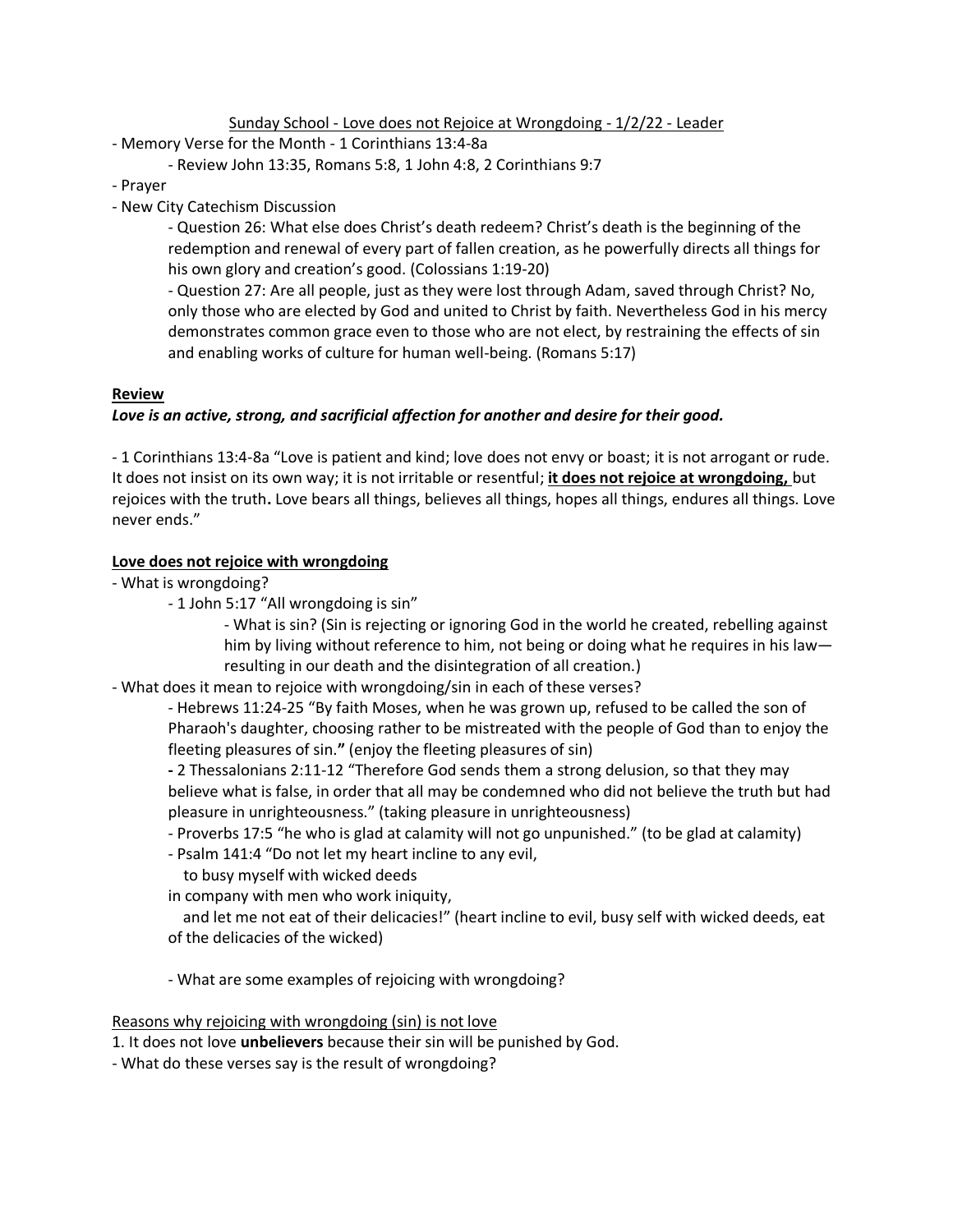<u>Sunday School - Love does not Rejoice at Wrongdoing - 1/2/22 - Leader</u>

- Memory Verse for the Month - 1 Corinthians 13:4-8a
    - Review John 13:35, Romans 5:8, 1 John 4:8, 2 Corinthians 9:7
- Prayer
- New City Catechism Discussion
    - Question 26: What else does Christ's death redeem? Christ's death is the beginning of the redemption and renewal of every part of fallen creation, as he powerfully directs all things for his own glory and creation's good. (Colossians 1:19-20)
    - Question 27: Are all people, just as they were lost through Adam, saved through Christ? No, only those who are elected by God and united to Christ by faith. Nevertheless God in his mercy demonstrates common grace even to those who are not elect, by restraining the effects of sin and enabling works of culture for human well-being. (Romans 5:17)

**<u>Review</u>**

***Love is an active, strong, and sacrificial affection for another and desire for their good.***

- 1 Corinthians 13:4-8a "Love is patient and kind; love does not envy or boast; it is not arrogant or rude. It does not insist on its own way; it is not irritable or resentful; **<u>it does not rejoice at wrongdoing,</u>** but rejoices with the truth**.** Love bears all things, believes all things, hopes all things, endures all things. Love never ends."

**<u>Love does not rejoice with wrongdoing</u>**

- What is wrongdoing?
    - 1 John 5:17 "All wrongdoing is sin"
        - What is sin? (Sin is rejecting or ignoring God in the world he created, rebelling against him by living without reference to him, not being or doing what he requires in his law—resulting in our death and the disintegration of all creation.)
- What does it mean to rejoice with wrongdoing/sin in each of these verses?
    - Hebrews 11:24-25 "By faith Moses, when he was grown up, refused to be called the son of Pharaoh's daughter, choosing rather to be mistreated with the people of God than to enjoy the fleeting pleasures of sin.**"** (enjoy the fleeting pleasures of sin)
    - 2 Thessalonians 2:11-12 "Therefore God sends them a strong delusion, so that they may believe what is false, in order that all may be condemned who did not believe the truth but had pleasure in unrighteousness." (taking pleasure in unrighteousness)
    - Proverbs 17:5 "he who is glad at calamity will not go unpunished." (to be glad at calamity)
    - Psalm 141:4 "Do not let my heart incline to any evil,
      to busy myself with wicked deeds
      in company with men who work iniquity,
      and let me not eat of their delicacies!" (heart incline to evil, busy self with wicked deeds, eat of the delicacies of the wicked)

    - What are some examples of rejoicing with wrongdoing?

<u>Reasons why rejoicing with wrongdoing (sin) is not love</u>

1. It does not love **unbelievers** because their sin will be punished by God.

- What do these verses say is the result of wrongdoing?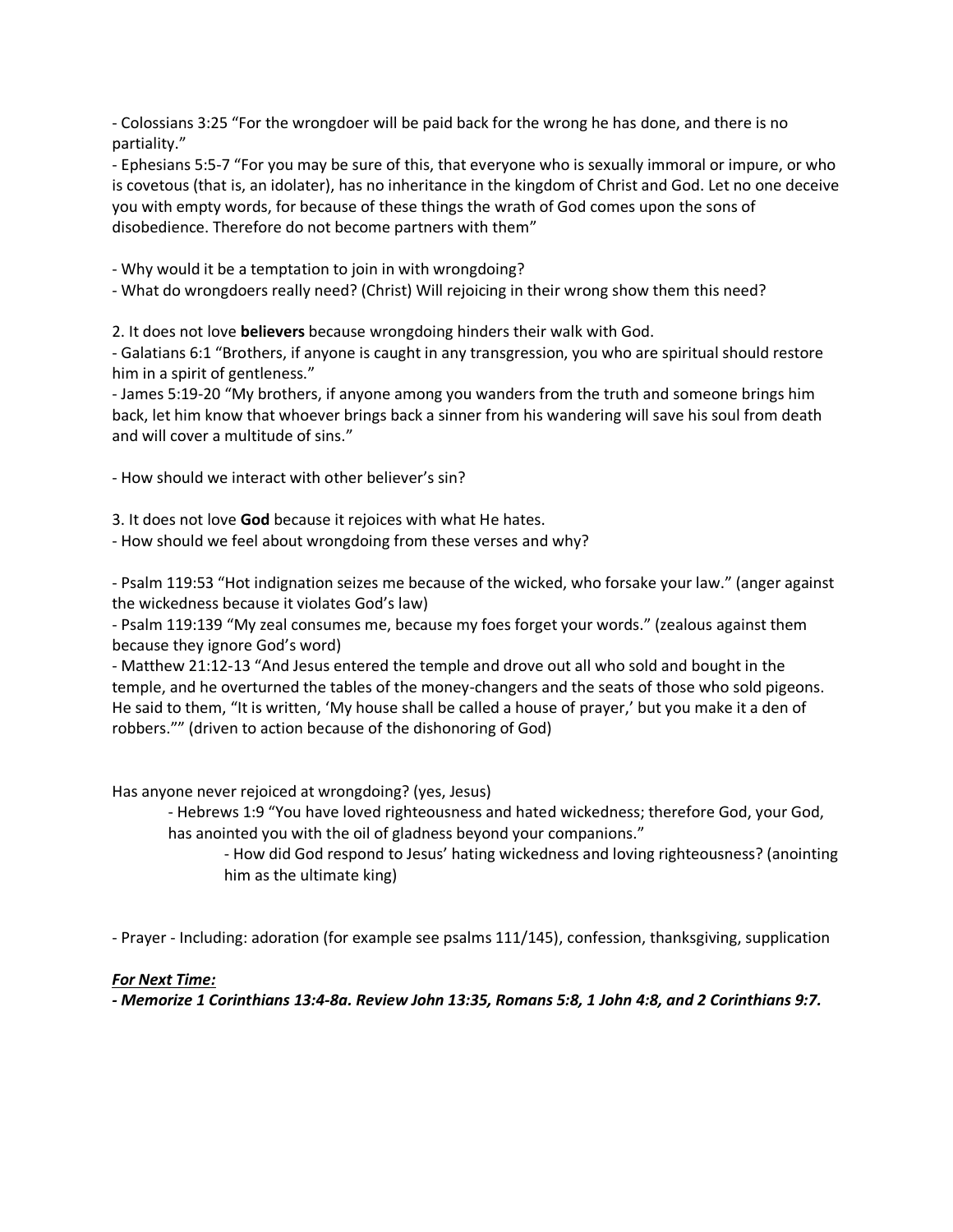- Colossians 3:25 "For the wrongdoer will be paid back for the wrong he has done, and there is no partiality."
- Ephesians 5:5-7 "For you may be sure of this, that everyone who is sexually immoral or impure, or who is covetous (that is, an idolater), has no inheritance in the kingdom of Christ and God. Let no one deceive you with empty words, for because of these things the wrath of God comes upon the sons of disobedience. Therefore do not become partners with them"

- Why would it be a temptation to join in with wrongdoing?
- What do wrongdoers really need? (Christ) Will rejoicing in their wrong show them this need?

2. It does not love **believers** because wrongdoing hinders their walk with God.
- Galatians 6:1 "Brothers, if anyone is caught in any transgression, you who are spiritual should restore him in a spirit of gentleness."
- James 5:19-20 "My brothers, if anyone among you wanders from the truth and someone brings him back, let him know that whoever brings back a sinner from his wandering will save his soul from death and will cover a multitude of sins."

- How should we interact with other believer's sin?

3. It does not love **God** because it rejoices with what He hates.
- How should we feel about wrongdoing from these verses and why?

- Psalm 119:53 "Hot indignation seizes me because of the wicked, who forsake your law." (anger against the wickedness because it violates God's law)
- Psalm 119:139 "My zeal consumes me, because my foes forget your words." (zealous against them because they ignore God's word)
- Matthew 21:12-13 "And Jesus entered the temple and drove out all who sold and bought in the temple, and he overturned the tables of the money-changers and the seats of those who sold pigeons. He said to them, "It is written, 'My house shall be called a house of prayer,' but you make it a den of robbers."" (driven to action because of the dishonoring of God)

Has anyone never rejoiced at wrongdoing? (yes, Jesus)

- Hebrews 1:9 "You have loved righteousness and hated wickedness; therefore God, your God, has anointed you with the oil of gladness beyond your companions."
    - How did God respond to Jesus' hating wickedness and loving righteousness? (anointing him as the ultimate king)

- Prayer - Including: adoration (for example see psalms 111/145), confession, thanksgiving, supplication

***<u>For Next Time:</u>***

***- Memorize 1 Corinthians 13:4-8a. Review John 13:35, Romans 5:8, 1 John 4:8, and 2 Corinthians 9:7.***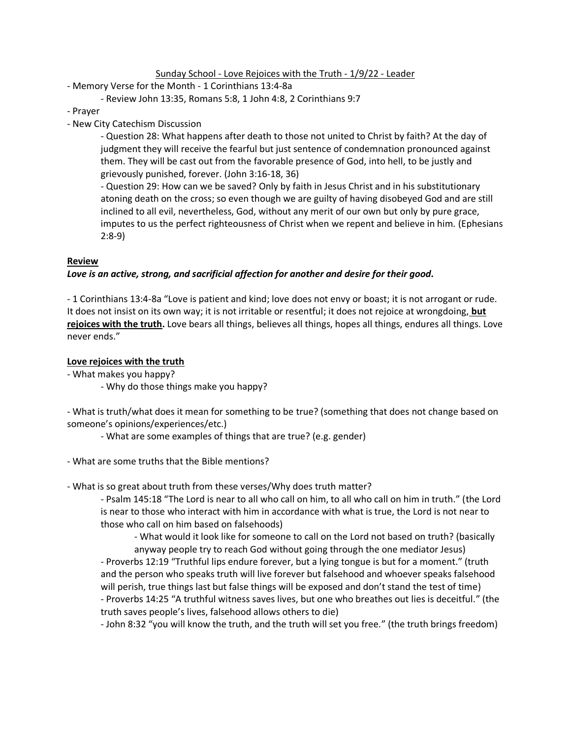Sunday School - Love Rejoices with the Truth - 1/9/22 - Leader

- Memory Verse for the Month - 1 Corinthians 13:4-8a
  - Review John 13:35, Romans 5:8, 1 John 4:8, 2 Corinthians 9:7
- Prayer
- New City Catechism Discussion
  - Question 28: What happens after death to those not united to Christ by faith? At the day of judgment they will receive the fearful but just sentence of condemnation pronounced against them. They will be cast out from the favorable presence of God, into hell, to be justly and grievously punished, forever. (John 3:16-18, 36)
  - Question 29: How can we be saved? Only by faith in Jesus Christ and in his substitutionary atoning death on the cross; so even though we are guilty of having disobeyed God and are still inclined to all evil, nevertheless, God, without any merit of our own but only by pure grace, imputes to us the perfect righteousness of Christ when we repent and believe in him. (Ephesians 2:8-9)

**Review**

***Love is an active, strong, and sacrificial affection for another and desire for their good.***

- 1 Corinthians 13:4-8a "Love is patient and kind; love does not envy or boast; it is not arrogant or rude. It does not insist on its own way; it is not irritable or resentful; it does not rejoice at wrongdoing, **but rejoices with the truth.** Love bears all things, believes all things, hopes all things, endures all things. Love never ends."

**Love rejoices with the truth**

- What makes you happy?
  - Why do those things make you happy?

- What is truth/what does it mean for something to be true? (something that does not change based on someone's opinions/experiences/etc.)
  - What are some examples of things that are true? (e.g. gender)

- What are some truths that the Bible mentions?

- What is so great about truth from these verses/Why does truth matter?
  - Psalm 145:18 "The Lord is near to all who call on him, to all who call on him in truth." (the Lord is near to those who interact with him in accordance with what is true, the Lord is not near to those who call on him based on falsehoods)
    - What would it look like for someone to call on the Lord not based on truth? (basically anyway people try to reach God without going through the one mediator Jesus)
  - Proverbs 12:19 "Truthful lips endure forever, but a lying tongue is but for a moment." (truth and the person who speaks truth will live forever but falsehood and whoever speaks falsehood will perish, true things last but false things will be exposed and don't stand the test of time)
  - Proverbs 14:25 "A truthful witness saves lives, but one who breathes out lies is deceitful." (the truth saves people's lives, falsehood allows others to die)
  - John 8:32 "you will know the truth, and the truth will set you free." (the truth brings freedom)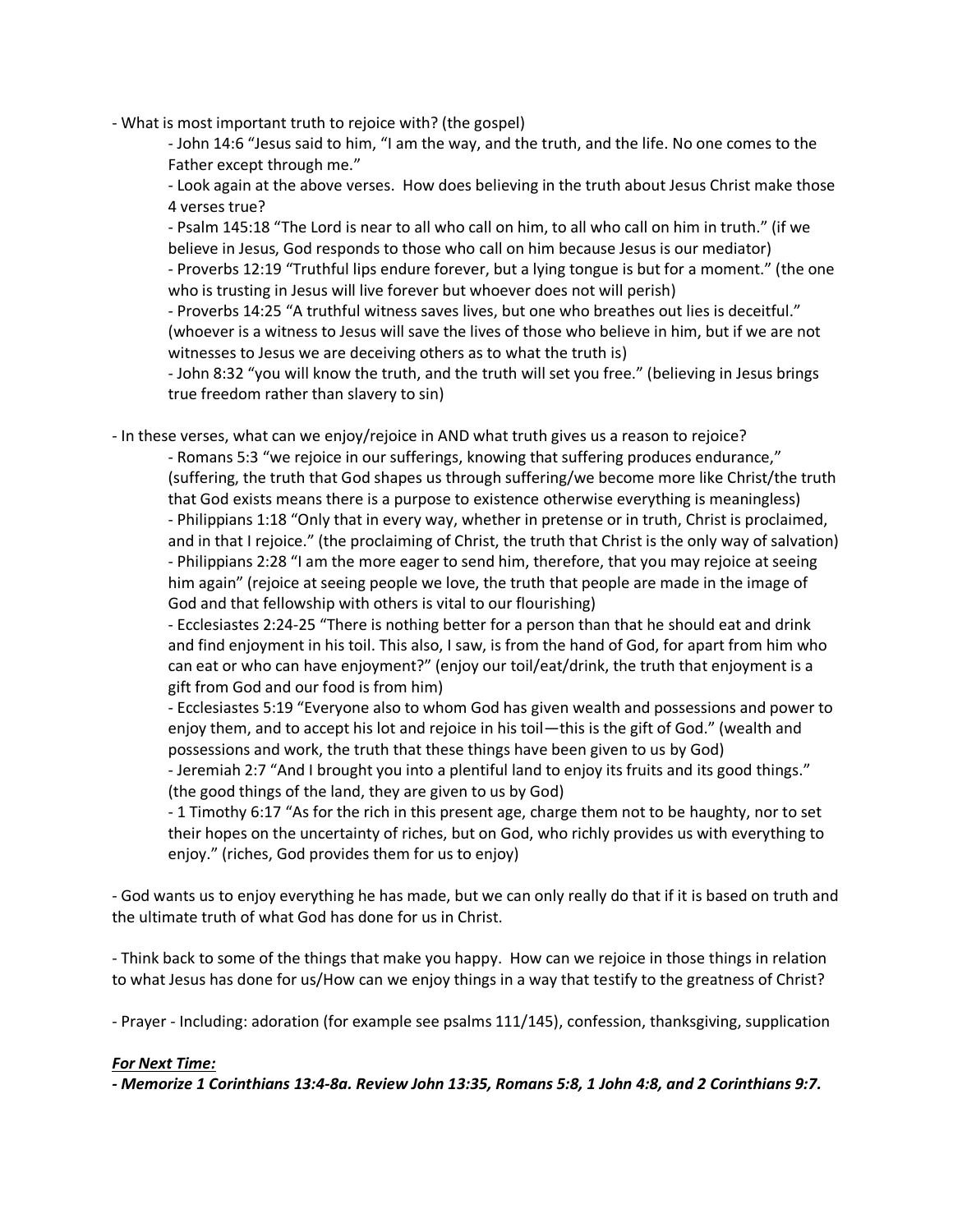- What is most important truth to rejoice with? (the gospel)
    - John 14:6 "Jesus said to him, "I am the way, and the truth, and the life. No one comes to the Father except through me."
    - Look again at the above verses. How does believing in the truth about Jesus Christ make those 4 verses true?
    - Psalm 145:18 "The Lord is near to all who call on him, to all who call on him in truth." (if we believe in Jesus, God responds to those who call on him because Jesus is our mediator)
    - Proverbs 12:19 "Truthful lips endure forever, but a lying tongue is but for a moment." (the one who is trusting in Jesus will live forever but whoever does not will perish)
    - Proverbs 14:25 "A truthful witness saves lives, but one who breathes out lies is deceitful." (whoever is a witness to Jesus will save the lives of those who believe in him, but if we are not witnesses to Jesus we are deceiving others as to what the truth is)
    - John 8:32 "you will know the truth, and the truth will set you free." (believing in Jesus brings true freedom rather than slavery to sin)

- In these verses, what can we enjoy/rejoice in AND what truth gives us a reason to rejoice?
    - Romans 5:3 "we rejoice in our sufferings, knowing that suffering produces endurance," (suffering, the truth that God shapes us through suffering/we become more like Christ/the truth that God exists means there is a purpose to existence otherwise everything is meaningless)
    - Philippians 1:18 "Only that in every way, whether in pretense or in truth, Christ is proclaimed, and in that I rejoice." (the proclaiming of Christ, the truth that Christ is the only way of salvation)
    - Philippians 2:28 "I am the more eager to send him, therefore, that you may rejoice at seeing him again" (rejoice at seeing people we love, the truth that people are made in the image of God and that fellowship with others is vital to our flourishing)
    - Ecclesiastes 2:24-25 "There is nothing better for a person than that he should eat and drink and find enjoyment in his toil. This also, I saw, is from the hand of God, for apart from him who can eat or who can have enjoyment?" (enjoy our toil/eat/drink, the truth that enjoyment is a gift from God and our food is from him)
    - Ecclesiastes 5:19 "Everyone also to whom God has given wealth and possessions and power to enjoy them, and to accept his lot and rejoice in his toil—this is the gift of God." (wealth and possessions and work, the truth that these things have been given to us by God)
    - Jeremiah 2:7 "And I brought you into a plentiful land to enjoy its fruits and its good things." (the good things of the land, they are given to us by God)
    - 1 Timothy 6:17 "As for the rich in this present age, charge them not to be haughty, nor to set their hopes on the uncertainty of riches, but on God, who richly provides us with everything to enjoy." (riches, God provides them for us to enjoy)

- God wants us to enjoy everything he has made, but we can only really do that if it is based on truth and the ultimate truth of what God has done for us in Christ.

- Think back to some of the things that make you happy. How can we rejoice in those things in relation to what Jesus has done for us/How can we enjoy things in a way that testify to the greatness of Christ?

- Prayer - Including: adoration (for example see psalms 111/145), confession, thanksgiving, supplication

***For Next Time:***

***- Memorize 1 Corinthians 13:4-8a. Review John 13:35, Romans 5:8, 1 John 4:8, and 2 Corinthians 9:7.***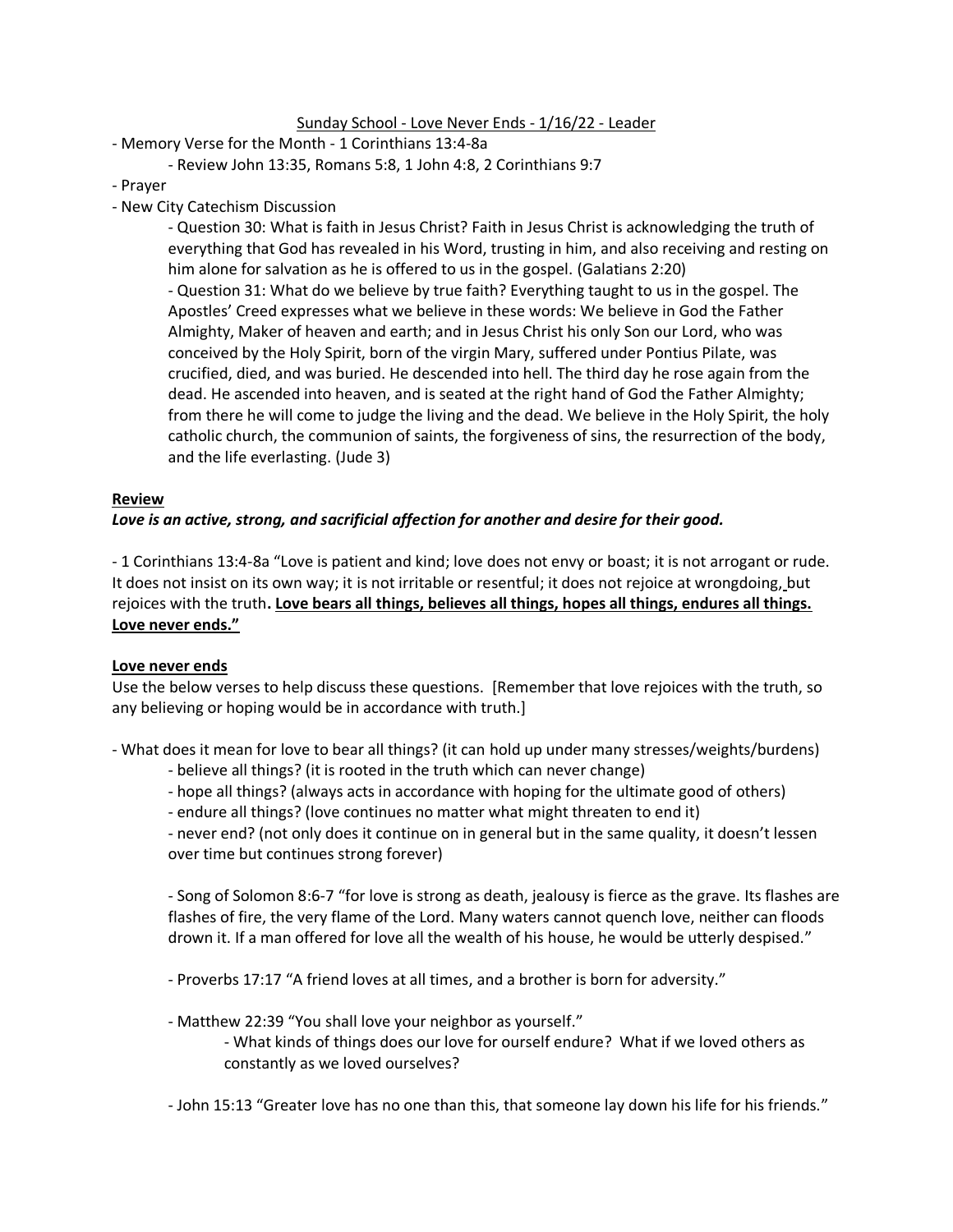Sunday School - Love Never Ends - 1/16/22 - Leader

- Memory Verse for the Month - 1 Corinthians 13:4-8a
  - Review John 13:35, Romans 5:8, 1 John 4:8, 2 Corinthians 9:7
- Prayer
- New City Catechism Discussion
  - Question 30: What is faith in Jesus Christ? Faith in Jesus Christ is acknowledging the truth of everything that God has revealed in his Word, trusting in him, and also receiving and resting on him alone for salvation as he is offered to us in the gospel. (Galatians 2:20)
  - Question 31: What do we believe by true faith? Everything taught to us in the gospel. The Apostles' Creed expresses what we believe in these words: We believe in God the Father Almighty, Maker of heaven and earth; and in Jesus Christ his only Son our Lord, who was conceived by the Holy Spirit, born of the virgin Mary, suffered under Pontius Pilate, was crucified, died, and was buried. He descended into hell. The third day he rose again from the dead. He ascended into heaven, and is seated at the right hand of God the Father Almighty; from there he will come to judge the living and the dead. We believe in the Holy Spirit, the holy catholic church, the communion of saints, the forgiveness of sins, the resurrection of the body, and the life everlasting. (Jude 3)

**Review**

***Love is an active, strong, and sacrificial affection for another and desire for their good.***

- 1 Corinthians 13:4-8a "Love is patient and kind; love does not envy or boast; it is not arrogant or rude. It does not insist on its own way; it is not irritable or resentful; it does not rejoice at wrongdoing, but rejoices with the truth**. Love bears all things, believes all things, hopes all things, endures all things. Love never ends."**

**Love never ends**

Use the below verses to help discuss these questions. [Remember that love rejoices with the truth, so any believing or hoping would be in accordance with truth.]

- What does it mean for love to bear all things? (it can hold up under many stresses/weights/burdens)
  - believe all things? (it is rooted in the truth which can never change)
  - hope all things? (always acts in accordance with hoping for the ultimate good of others)
  - endure all things? (love continues no matter what might threaten to end it)
  - never end? (not only does it continue on in general but in the same quality, it doesn't lessen over time but continues strong forever)

  - Song of Solomon 8:6-7 "for love is strong as death, jealousy is fierce as the grave. Its flashes are flashes of fire, the very flame of the Lord. Many waters cannot quench love, neither can floods drown it. If a man offered for love all the wealth of his house, he would be utterly despised."

  - Proverbs 17:17 "A friend loves at all times, and a brother is born for adversity."

  - Matthew 22:39 "You shall love your neighbor as yourself."
    - What kinds of things does our love for ourself endure? What if we loved others as constantly as we loved ourselves?

  - John 15:13 "Greater love has no one than this, that someone lay down his life for his friends."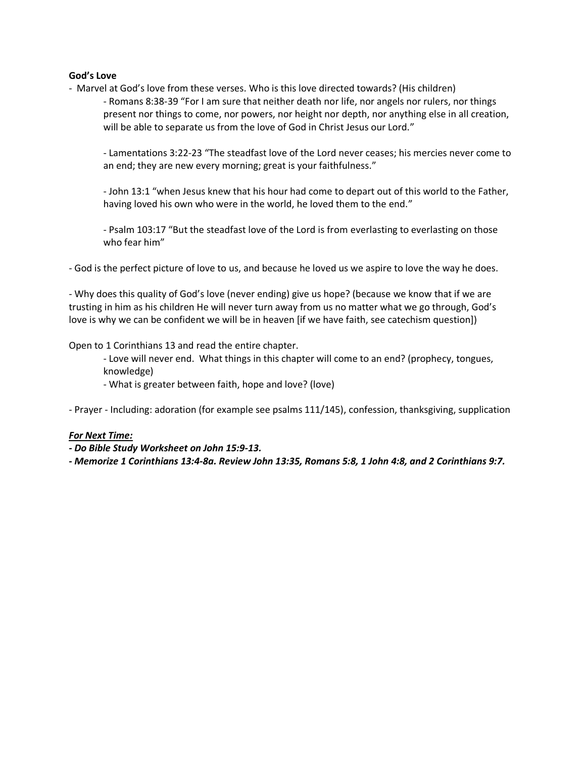**God's Love**

- Marvel at God's love from these verses. Who is this love directed towards? (His children)
    - Romans 8:38-39 "For I am sure that neither death nor life, nor angels nor rulers, nor things present nor things to come, nor powers, nor height nor depth, nor anything else in all creation, will be able to separate us from the love of God in Christ Jesus our Lord."

    - Lamentations 3:22-23 "The steadfast love of the Lord never ceases; his mercies never come to an end; they are new every morning; great is your faithfulness."

    - John 13:1 "when Jesus knew that his hour had come to depart out of this world to the Father, having loved his own who were in the world, he loved them to the end."

    - Psalm 103:17 "But the steadfast love of the Lord is from everlasting to everlasting on those who fear him"

- God is the perfect picture of love to us, and because he loved us we aspire to love the way he does.

- Why does this quality of God's love (never ending) give us hope? (because we know that if we are trusting in him as his children He will never turn away from us no matter what we go through, God's love is why we can be confident we will be in heaven [if we have faith, see catechism question])

Open to 1 Corinthians 13 and read the entire chapter.

- Love will never end. What things in this chapter will come to an end? (prophecy, tongues, knowledge)
- What is greater between faith, hope and love? (love)

- Prayer - Including: adoration (for example see psalms 111/145), confession, thanksgiving, supplication

***For Next Time:***

***- Do Bible Study Worksheet on John 15:9-13.***

***- Memorize 1 Corinthians 13:4-8a. Review John 13:35, Romans 5:8, 1 John 4:8, and 2 Corinthians 9:7.***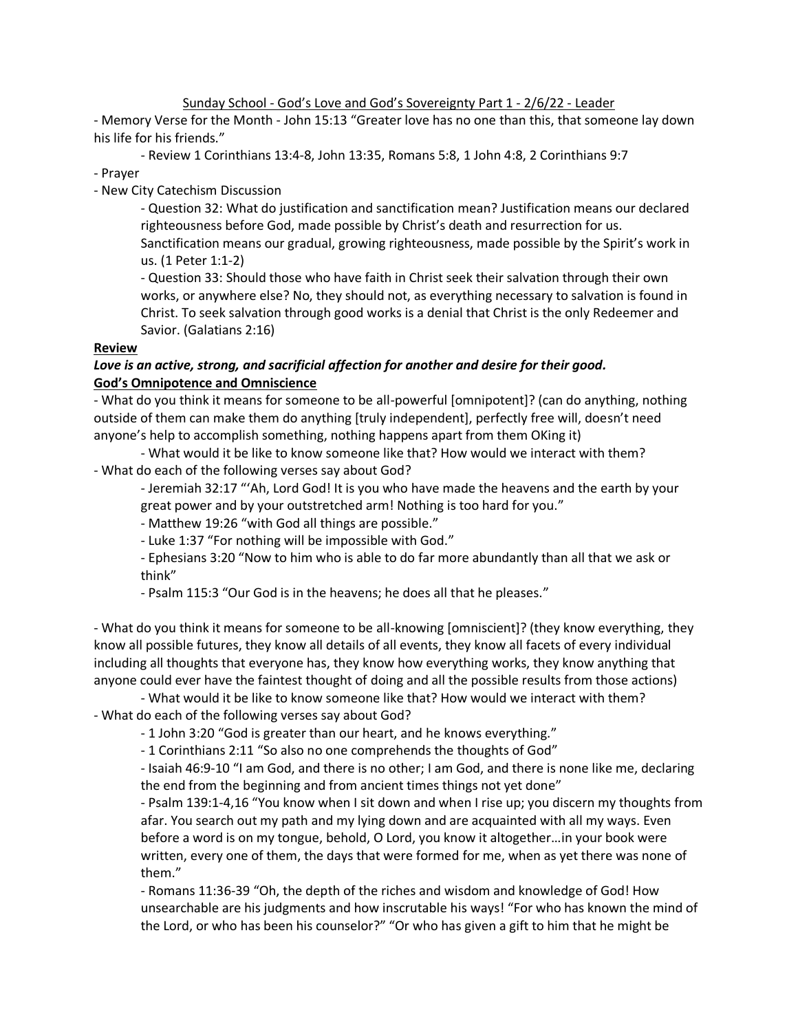Sunday School - God's Love and God's Sovereignty Part 1 - 2/6/22 - Leader

- Memory Verse for the Month - John 15:13 "Greater love has no one than this, that someone lay down his life for his friends."
  - Review 1 Corinthians 13:4-8, John 13:35, Romans 5:8, 1 John 4:8, 2 Corinthians 9:7
- Prayer
- New City Catechism Discussion
  - Question 32: What do justification and sanctification mean? Justification means our declared righteousness before God, made possible by Christ's death and resurrection for us. Sanctification means our gradual, growing righteousness, made possible by the Spirit's work in us. (1 Peter 1:1-2)
  - Question 33: Should those who have faith in Christ seek their salvation through their own works, or anywhere else? No, they should not, as everything necessary to salvation is found in Christ. To seek salvation through good works is a denial that Christ is the only Redeemer and Savior. (Galatians 2:16)

**Review**

***Love is an active, strong, and sacrificial affection for another and desire for their good.***

**God's Omnipotence and Omniscience**

- What do you think it means for someone to be all-powerful [omnipotent]? (can do anything, nothing outside of them can make them do anything [truly independent], perfectly free will, doesn't need anyone's help to accomplish something, nothing happens apart from them OKing it)
  - What would it be like to know someone like that? How would we interact with them?
- What do each of the following verses say about God?
  - Jeremiah 32:17 "'Ah, Lord God! It is you who have made the heavens and the earth by your great power and by your outstretched arm! Nothing is too hard for you."
  - Matthew 19:26 "with God all things are possible."
  - Luke 1:37 "For nothing will be impossible with God."
  - Ephesians 3:20 "Now to him who is able to do far more abundantly than all that we ask or think"
  - Psalm 115:3 "Our God is in the heavens; he does all that he pleases."

- What do you think it means for someone to be all-knowing [omniscient]? (they know everything, they know all possible futures, they know all details of all events, they know all facets of every individual including all thoughts that everyone has, they know how everything works, they know anything that anyone could ever have the faintest thought of doing and all the possible results from those actions)
  - What would it be like to know someone like that? How would we interact with them?
- What do each of the following verses say about God?
  - 1 John 3:20 "God is greater than our heart, and he knows everything."
  - 1 Corinthians 2:11 "So also no one comprehends the thoughts of God"
  - Isaiah 46:9-10 "I am God, and there is no other; I am God, and there is none like me, declaring the end from the beginning and from ancient times things not yet done"
  - Psalm 139:1-4,16 "You know when I sit down and when I rise up; you discern my thoughts from afar. You search out my path and my lying down and are acquainted with all my ways. Even before a word is on my tongue, behold, O Lord, you know it altogether…in your book were written, every one of them, the days that were formed for me, when as yet there was none of them."
  - Romans 11:36-39 "Oh, the depth of the riches and wisdom and knowledge of God! How unsearchable are his judgments and how inscrutable his ways! "For who has known the mind of the Lord, or who has been his counselor?" "Or who has given a gift to him that he might be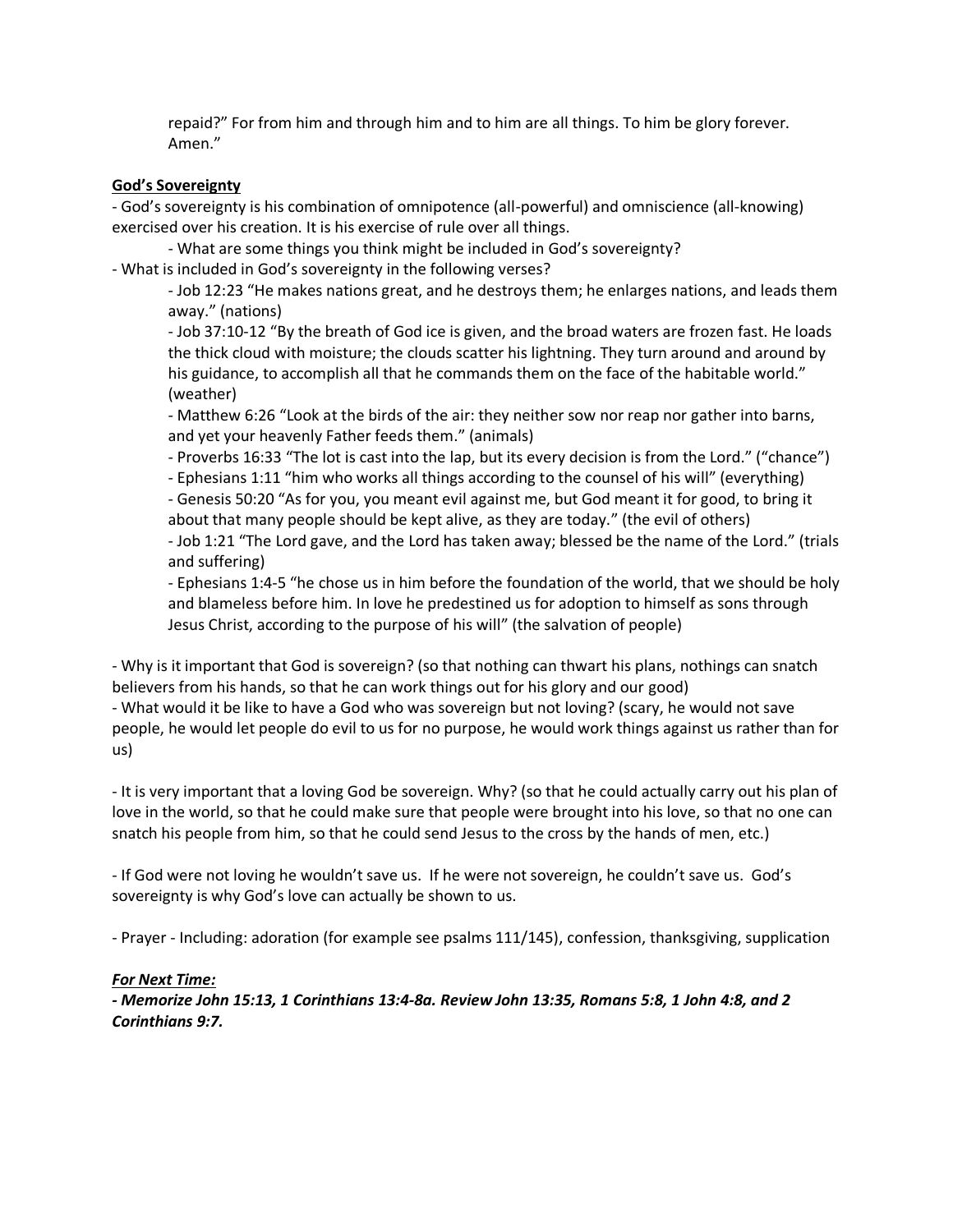repaid?" For from him and through him and to him are all things. To him be glory forever. Amen."

**<u>God's Sovereignty</u>**

- God's sovereignty is his combination of omnipotence (all-powerful) and omniscience (all-knowing) exercised over his creation. It is his exercise of rule over all things.
    - What are some things you think might be included in God's sovereignty?
- What is included in God's sovereignty in the following verses?
    - Job 12:23 "He makes nations great, and he destroys them; he enlarges nations, and leads them away." (nations)
    - Job 37:10-12 "By the breath of God ice is given, and the broad waters are frozen fast. He loads the thick cloud with moisture; the clouds scatter his lightning. They turn around and around by his guidance, to accomplish all that he commands them on the face of the habitable world." (weather)
    - Matthew 6:26 "Look at the birds of the air: they neither sow nor reap nor gather into barns, and yet your heavenly Father feeds them." (animals)
    - Proverbs 16:33 "The lot is cast into the lap, but its every decision is from the Lord." ("chance")
    - Ephesians 1:11 "him who works all things according to the counsel of his will" (everything)
    - Genesis 50:20 "As for you, you meant evil against me, but God meant it for good, to bring it about that many people should be kept alive, as they are today." (the evil of others)
    - Job 1:21 "The Lord gave, and the Lord has taken away; blessed be the name of the Lord." (trials and suffering)
    - Ephesians 1:4-5 "he chose us in him before the foundation of the world, that we should be holy and blameless before him. In love he predestined us for adoption to himself as sons through Jesus Christ, according to the purpose of his will" (the salvation of people)

- Why is it important that God is sovereign? (so that nothing can thwart his plans, nothings can snatch believers from his hands, so that he can work things out for his glory and our good)
- What would it be like to have a God who was sovereign but not loving? (scary, he would not save people, he would let people do evil to us for no purpose, he would work things against us rather than for us)

- It is very important that a loving God be sovereign. Why? (so that he could actually carry out his plan of love in the world, so that he could make sure that people were brought into his love, so that no one can snatch his people from him, so that he could send Jesus to the cross by the hands of men, etc.)

- If God were not loving he wouldn't save us. If he were not sovereign, he couldn't save us. God's sovereignty is why God's love can actually be shown to us.

- Prayer - Including: adoration (for example see psalms 111/145), confession, thanksgiving, supplication

***<u>For Next Time:</u>***

***- Memorize John 15:13, 1 Corinthians 13:4-8a. Review John 13:35, Romans 5:8, 1 John 4:8, and 2 Corinthians 9:7.***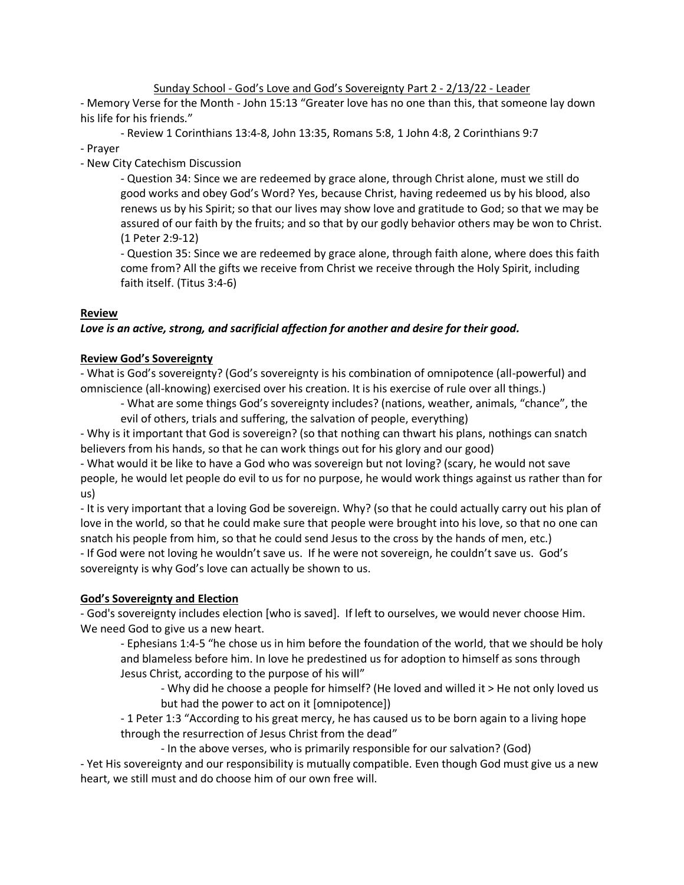Sunday School - God's Love and God's Sovereignty Part 2 - 2/13/22 - Leader

- Memory Verse for the Month - John 15:13 "Greater love has no one than this, that someone lay down his life for his friends."
    - Review 1 Corinthians 13:4-8, John 13:35, Romans 5:8, 1 John 4:8, 2 Corinthians 9:7
- Prayer
- New City Catechism Discussion
    - Question 34: Since we are redeemed by grace alone, through Christ alone, must we still do good works and obey God's Word? Yes, because Christ, having redeemed us by his blood, also renews us by his Spirit; so that our lives may show love and gratitude to God; so that we may be assured of our faith by the fruits; and so that by our godly behavior others may be won to Christ. (1 Peter 2:9-12)
    - Question 35: Since we are redeemed by grace alone, through faith alone, where does this faith come from? All the gifts we receive from Christ we receive through the Holy Spirit, including faith itself. (Titus 3:4-6)

**Review**

***Love is an active, strong, and sacrificial affection for another and desire for their good.***

**Review God's Sovereignty**

- What is God's sovereignty? (God's sovereignty is his combination of omnipotence (all-powerful) and omniscience (all-knowing) exercised over his creation. It is his exercise of rule over all things.)
    - What are some things God's sovereignty includes? (nations, weather, animals, "chance", the evil of others, trials and suffering, the salvation of people, everything)
- Why is it important that God is sovereign? (so that nothing can thwart his plans, nothings can snatch believers from his hands, so that he can work things out for his glory and our good)
- What would it be like to have a God who was sovereign but not loving? (scary, he would not save people, he would let people do evil to us for no purpose, he would work things against us rather than for us)
- It is very important that a loving God be sovereign. Why? (so that he could actually carry out his plan of love in the world, so that he could make sure that people were brought into his love, so that no one can snatch his people from him, so that he could send Jesus to the cross by the hands of men, etc.)
- If God were not loving he wouldn't save us. If he were not sovereign, he couldn't save us. God's sovereignty is why God's love can actually be shown to us.

**God's Sovereignty and Election**

- God's sovereignty includes election [who is saved]. If left to ourselves, we would never choose Him. We need God to give us a new heart.
    - Ephesians 1:4-5 "he chose us in him before the foundation of the world, that we should be holy and blameless before him. In love he predestined us for adoption to himself as sons through Jesus Christ, according to the purpose of his will"
        - Why did he choose a people for himself? (He loved and willed it > He not only loved us but had the power to act on it [omnipotence])
    - 1 Peter 1:3 "According to his great mercy, he has caused us to be born again to a living hope through the resurrection of Jesus Christ from the dead"
        - In the above verses, who is primarily responsible for our salvation? (God)
- Yet His sovereignty and our responsibility is mutually compatible. Even though God must give us a new heart, we still must and do choose him of our own free will.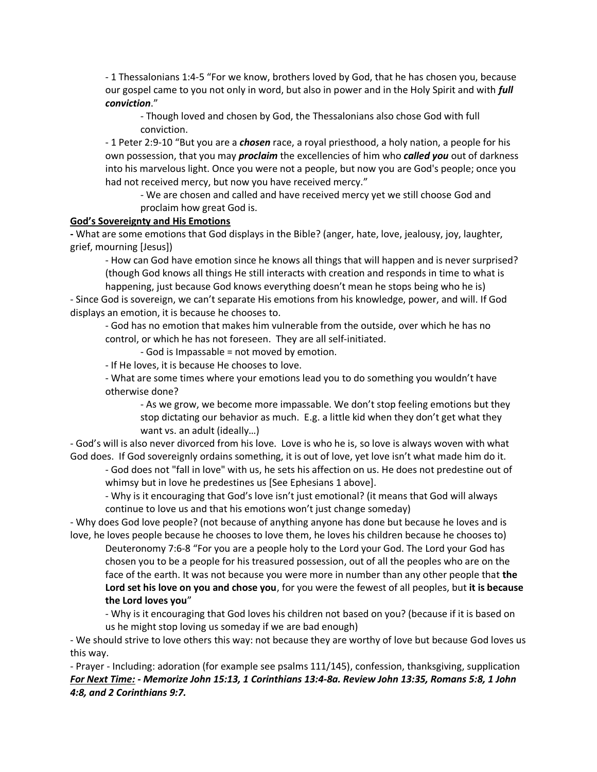- 1 Thessalonians 1:4-5 "For we know, brothers loved by God, that he has chosen you, because our gospel came to you not only in word, but also in power and in the Holy Spirit and with ***full conviction***."

    - Though loved and chosen by God, the Thessalonians also chose God with full conviction.

- 1 Peter 2:9-10 "But you are a ***chosen*** race, a royal priesthood, a holy nation, a people for his own possession, that you may ***proclaim*** the excellencies of him who ***called you*** out of darkness into his marvelous light. Once you were not a people, but now you are God's people; once you had not received mercy, but now you have received mercy."

    - We are chosen and called and have received mercy yet we still choose God and proclaim how great God is.

**<u>God's Sovereignty and His Emotions</u>**

**-** What are some emotions that God displays in the Bible? (anger, hate, love, jealousy, joy, laughter, grief, mourning [Jesus])

    - How can God have emotion since he knows all things that will happen and is never surprised? (though God knows all things He still interacts with creation and responds in time to what is happening, just because God knows everything doesn't mean he stops being who he is)

- Since God is sovereign, we can't separate His emotions from his knowledge, power, and will. If God displays an emotion, it is because he chooses to.

    - God has no emotion that makes him vulnerable from the outside, over which he has no control, or which he has not foreseen. They are all self-initiated.

        - God is Impassable = not moved by emotion.

    - If He loves, it is because He chooses to love.

    - What are some times where your emotions lead you to do something you wouldn't have otherwise done?

        - As we grow, we become more impassable. We don't stop feeling emotions but they stop dictating our behavior as much. E.g. a little kid when they don't get what they want vs. an adult (ideally…)

- God's will is also never divorced from his love. Love is who he is, so love is always woven with what God does. If God sovereignly ordains something, it is out of love, yet love isn't what made him do it.

    - God does not "fall in love" with us, he sets his affection on us. He does not predestine out of whimsy but in love he predestines us [See Ephesians 1 above].

    - Why is it encouraging that God's love isn't just emotional? (it means that God will always continue to love us and that his emotions won't just change someday)

- Why does God love people? (not because of anything anyone has done but because he loves and is love, he loves people because he chooses to love them, he loves his children because he chooses to)

    Deuteronomy 7:6-8 "For you are a people holy to the Lord your God. The Lord your God has chosen you to be a people for his treasured possession, out of all the peoples who are on the face of the earth. It was not because you were more in number than any other people that **the Lord set his love on you and chose you**, for you were the fewest of all peoples, but **it is because the Lord loves you**"

    - Why is it encouraging that God loves his children not based on you? (because if it is based on us he might stop loving us someday if we are bad enough)

- We should strive to love others this way: not because they are worthy of love but because God loves us this way.

- Prayer - Including: adoration (for example see psalms 111/145), confession, thanksgiving, supplication

***<u>For Next Time:</u> - Memorize John 15:13, 1 Corinthians 13:4-8a. Review John 13:35, Romans 5:8, 1 John 4:8, and 2 Corinthians 9:7.***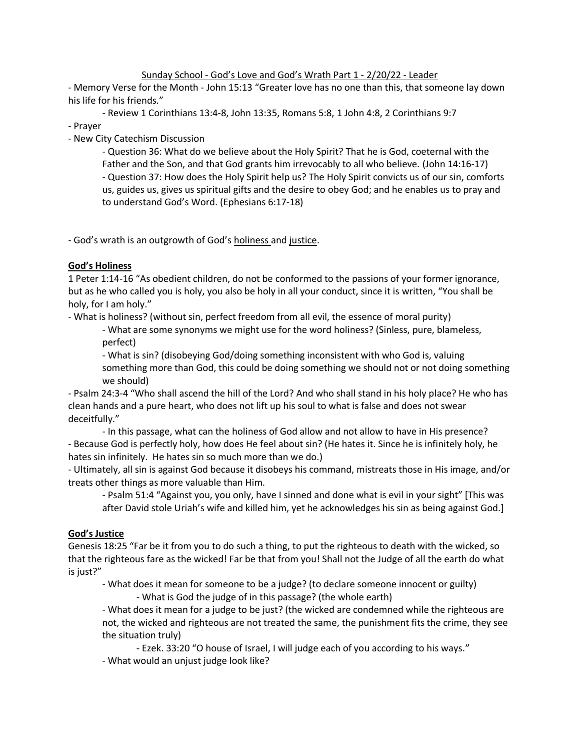Sunday School - God's Love and God's Wrath Part 1 - 2/20/22 - Leader

- Memory Verse for the Month - John 15:13 "Greater love has no one than this, that someone lay down his life for his friends."
    - Review 1 Corinthians 13:4-8, John 13:35, Romans 5:8, 1 John 4:8, 2 Corinthians 9:7
- Prayer
- New City Catechism Discussion
    - Question 36: What do we believe about the Holy Spirit? That he is God, coeternal with the Father and the Son, and that God grants him irrevocably to all who believe. (John 14:16-17)
    - Question 37: How does the Holy Spirit help us? The Holy Spirit convicts us of our sin, comforts us, guides us, gives us spiritual gifts and the desire to obey God; and he enables us to pray and to understand God's Word. (Ephesians 6:17-18)

- God's wrath is an outgrowth of God's holiness and justice.

**God's Holiness**

1 Peter 1:14-16 "As obedient children, do not be conformed to the passions of your former ignorance, but as he who called you is holy, you also be holy in all your conduct, since it is written, "You shall be holy, for I am holy."

- What is holiness? (without sin, perfect freedom from all evil, the essence of moral purity)
    - What are some synonyms we might use for the word holiness? (Sinless, pure, blameless, perfect)
    - What is sin? (disobeying God/doing something inconsistent with who God is, valuing something more than God, this could be doing something we should not or not doing something we should)
- Psalm 24:3-4 "Who shall ascend the hill of the Lord? And who shall stand in his holy place? He who has clean hands and a pure heart, who does not lift up his soul to what is false and does not swear deceitfully."
    - In this passage, what can the holiness of God allow and not allow to have in His presence?
- Because God is perfectly holy, how does He feel about sin? (He hates it. Since he is infinitely holy, he hates sin infinitely. He hates sin so much more than we do.)
- Ultimately, all sin is against God because it disobeys his command, mistreats those in His image, and/or treats other things as more valuable than Him.
    - Psalm 51:4 "Against you, you only, have I sinned and done what is evil in your sight" [This was after David stole Uriah's wife and killed him, yet he acknowledges his sin as being against God.]

**God's Justice**

Genesis 18:25 "Far be it from you to do such a thing, to put the righteous to death with the wicked, so that the righteous fare as the wicked! Far be that from you! Shall not the Judge of all the earth do what is just?"

- What does it mean for someone to be a judge? (to declare someone innocent or guilty)
    - What is God the judge of in this passage? (the whole earth)
- What does it mean for a judge to be just? (the wicked are condemned while the righteous are not, the wicked and righteous are not treated the same, the punishment fits the crime, they see the situation truly)
    - Ezek. 33:20 "O house of Israel, I will judge each of you according to his ways."
- What would an unjust judge look like?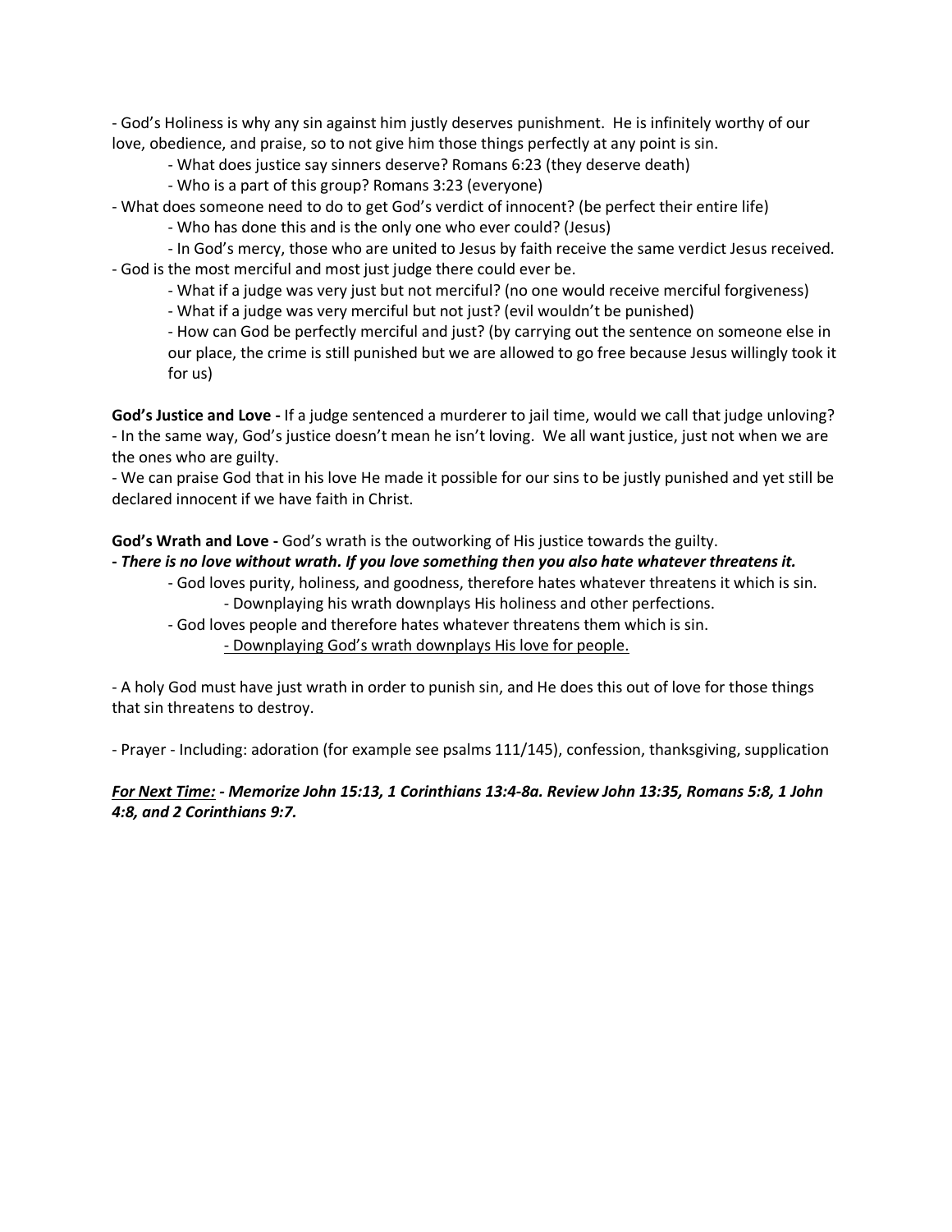- God's Holiness is why any sin against him justly deserves punishment. He is infinitely worthy of our love, obedience, and praise, so to not give him those things perfectly at any point is sin.

    - What does justice say sinners deserve? Romans 6:23 (they deserve death)
    - Who is a part of this group? Romans 3:23 (everyone)

- What does someone need to do to get God's verdict of innocent? (be perfect their entire life)
    - Who has done this and is the only one who ever could? (Jesus)
    - In God's mercy, those who are united to Jesus by faith receive the same verdict Jesus received.

- God is the most merciful and most just judge there could ever be.
    - What if a judge was very just but not merciful? (no one would receive merciful forgiveness)
    - What if a judge was very merciful but not just? (evil wouldn't be punished)
    - How can God be perfectly merciful and just? (by carrying out the sentence on someone else in our place, the crime is still punished but we are allowed to go free because Jesus willingly took it for us)

**God's Justice and Love -** If a judge sentenced a murderer to jail time, would we call that judge unloving?
- In the same way, God's justice doesn't mean he isn't loving. We all want justice, just not when we are the ones who are guilty.
- We can praise God that in his love He made it possible for our sins to be justly punished and yet still be declared innocent if we have faith in Christ.

**God's Wrath and Love -** God's wrath is the outworking of His justice towards the guilty.
***- There is no love without wrath. If you love something then you also hate whatever threatens it.***

- God loves purity, holiness, and goodness, therefore hates whatever threatens it which is sin.
    - Downplaying his wrath downplays His holiness and other perfections.
- God loves people and therefore hates whatever threatens them which is sin.
    - <u>Downplaying God's wrath downplays His love for people.</u>

- A holy God must have just wrath in order to punish sin, and He does this out of love for those things that sin threatens to destroy.

- Prayer - Including: adoration (for example see psalms 111/145), confession, thanksgiving, supplication

***<u>For Next Time:</u> - Memorize John 15:13, 1 Corinthians 13:4-8a. Review John 13:35, Romans 5:8, 1 John 4:8, and 2 Corinthians 9:7.***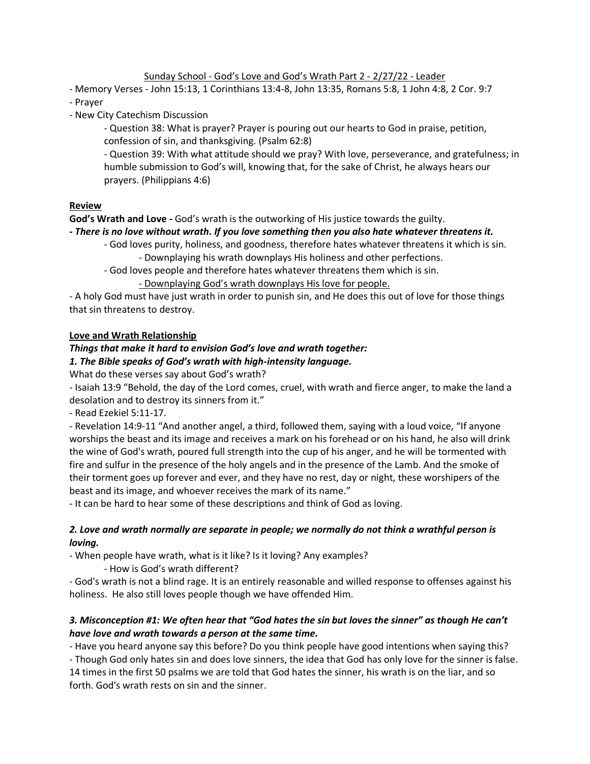Sunday School - God's Love and God's Wrath Part 2 - 2/27/22 - Leader

- Memory Verses - John 15:13, 1 Corinthians 13:4-8, John 13:35, Romans 5:8, 1 John 4:8, 2 Cor. 9:7
- Prayer
- New City Catechism Discussion
    - Question 38: What is prayer? Prayer is pouring out our hearts to God in praise, petition, confession of sin, and thanksgiving. (Psalm 62:8)
    - Question 39: With what attitude should we pray? With love, perseverance, and gratefulness; in humble submission to God's will, knowing that, for the sake of Christ, he always hears our prayers. (Philippians 4:6)

**Review**

**God's Wrath and Love -** God's wrath is the outworking of His justice towards the guilty.

***- There is no love without wrath. If you love something then you also hate whatever threatens it.***

- God loves purity, holiness, and goodness, therefore hates whatever threatens it which is sin.
    - Downplaying his wrath downplays His holiness and other perfections.
- God loves people and therefore hates whatever threatens them which is sin.
    - Downplaying God's wrath downplays His love for people.

- A holy God must have just wrath in order to punish sin, and He does this out of love for those things that sin threatens to destroy.

**Love and Wrath Relationship**

***Things that make it hard to envision God's love and wrath together:***

***1. The Bible speaks of God's wrath with high-intensity language.***

What do these verses say about God's wrath?

- Isaiah 13:9 "Behold, the day of the Lord comes, cruel, with wrath and fierce anger, to make the land a desolation and to destroy its sinners from it."
- Read Ezekiel 5:11-17.
- Revelation 14:9-11 "And another angel, a third, followed them, saying with a loud voice, "If anyone worships the beast and its image and receives a mark on his forehead or on his hand, he also will drink the wine of God's wrath, poured full strength into the cup of his anger, and he will be tormented with fire and sulfur in the presence of the holy angels and in the presence of the Lamb. And the smoke of their torment goes up forever and ever, and they have no rest, day or night, these worshipers of the beast and its image, and whoever receives the mark of its name."
- It can be hard to hear some of these descriptions and think of God as loving.

***2. Love and wrath normally are separate in people; we normally do not think a wrathful person is loving.***

- When people have wrath, what is it like? Is it loving? Any examples?
    - How is God's wrath different?
- God's wrath is not a blind rage. It is an entirely reasonable and willed response to offenses against his holiness. He also still loves people though we have offended Him.

***3. Misconception #1: We often hear that "God hates the sin but loves the sinner" as though He can't have love and wrath towards a person at the same time.***

- Have you heard anyone say this before? Do you think people have good intentions when saying this?
- Though God only hates sin and does love sinners, the idea that God has only love for the sinner is false. 14 times in the first 50 psalms we are told that God hates the sinner, his wrath is on the liar, and so forth. God's wrath rests on sin and the sinner.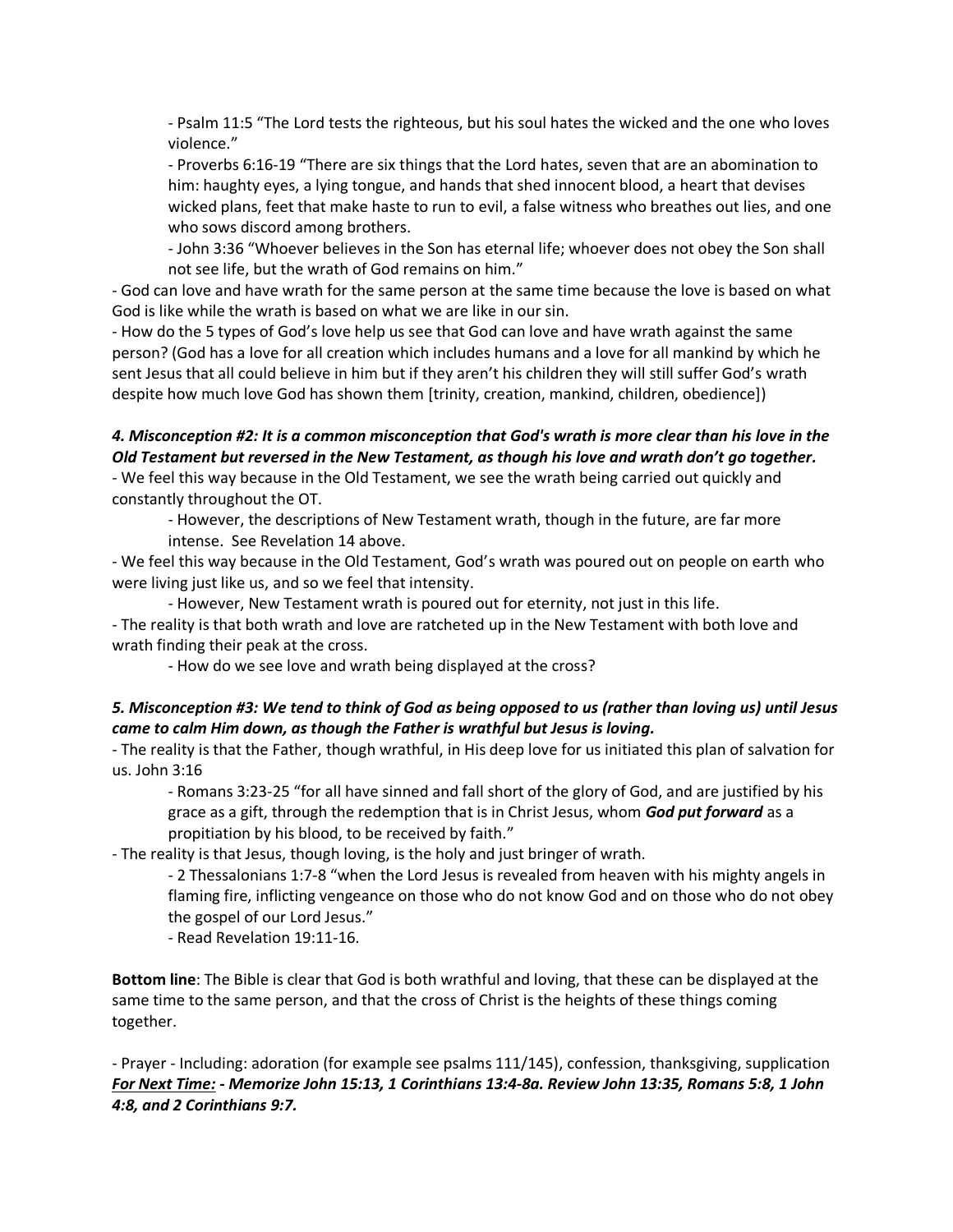- Psalm 11:5 “The Lord tests the righteous, but his soul hates the wicked and the one who loves violence.”

- Proverbs 6:16-19 “There are six things that the Lord hates, seven that are an abomination to him: haughty eyes, a lying tongue, and hands that shed innocent blood, a heart that devises wicked plans, feet that make haste to run to evil, a false witness who breathes out lies, and one who sows discord among brothers.

- John 3:36 “Whoever believes in the Son has eternal life; whoever does not obey the Son shall not see life, but the wrath of God remains on him.”

- God can love and have wrath for the same person at the same time because the love is based on what God is like while the wrath is based on what we are like in our sin.

- How do the 5 types of God’s love help us see that God can love and have wrath against the same person? (God has a love for all creation which includes humans and a love for all mankind by which he sent Jesus that all could believe in him but if they aren’t his children they will still suffer God’s wrath despite how much love God has shown them [trinity, creation, mankind, children, obedience])

***4. Misconception #2: It is a common misconception that God's wrath is more clear than his love in the Old Testament but reversed in the New Testament, as though his love and wrath don’t go together.***

- We feel this way because in the Old Testament, we see the wrath being carried out quickly and constantly throughout the OT.

- However, the descriptions of New Testament wrath, though in the future, are far more intense. See Revelation 14 above.

- We feel this way because in the Old Testament, God’s wrath was poured out on people on earth who were living just like us, and so we feel that intensity.

- However, New Testament wrath is poured out for eternity, not just in this life.

- The reality is that both wrath and love are ratcheted up in the New Testament with both love and wrath finding their peak at the cross.

- How do we see love and wrath being displayed at the cross?

***5. Misconception #3: We tend to think of God as being opposed to us (rather than loving us) until Jesus came to calm Him down, as though the Father is wrathful but Jesus is loving.***

- The reality is that the Father, though wrathful, in His deep love for us initiated this plan of salvation for us. John 3:16

- Romans 3:23-25 “for all have sinned and fall short of the glory of God, and are justified by his grace as a gift, through the redemption that is in Christ Jesus, whom ***God put forward*** as a propitiation by his blood, to be received by faith.”

- The reality is that Jesus, though loving, is the holy and just bringer of wrath.

- 2 Thessalonians 1:7-8 “when the Lord Jesus is revealed from heaven with his mighty angels in flaming fire, inflicting vengeance on those who do not know God and on those who do not obey the gospel of our Lord Jesus.”

- Read Revelation 19:11-16.

**Bottom line**: The Bible is clear that God is both wrathful and loving, that these can be displayed at the same time to the same person, and that the cross of Christ is the heights of these things coming together.

- Prayer - Including: adoration (for example see psalms 111/145), confession, thanksgiving, supplication

***<u>For Next Time:</u> - Memorize John 15:13, 1 Corinthians 13:4-8a. Review John 13:35, Romans 5:8, 1 John 4:8, and 2 Corinthians 9:7.***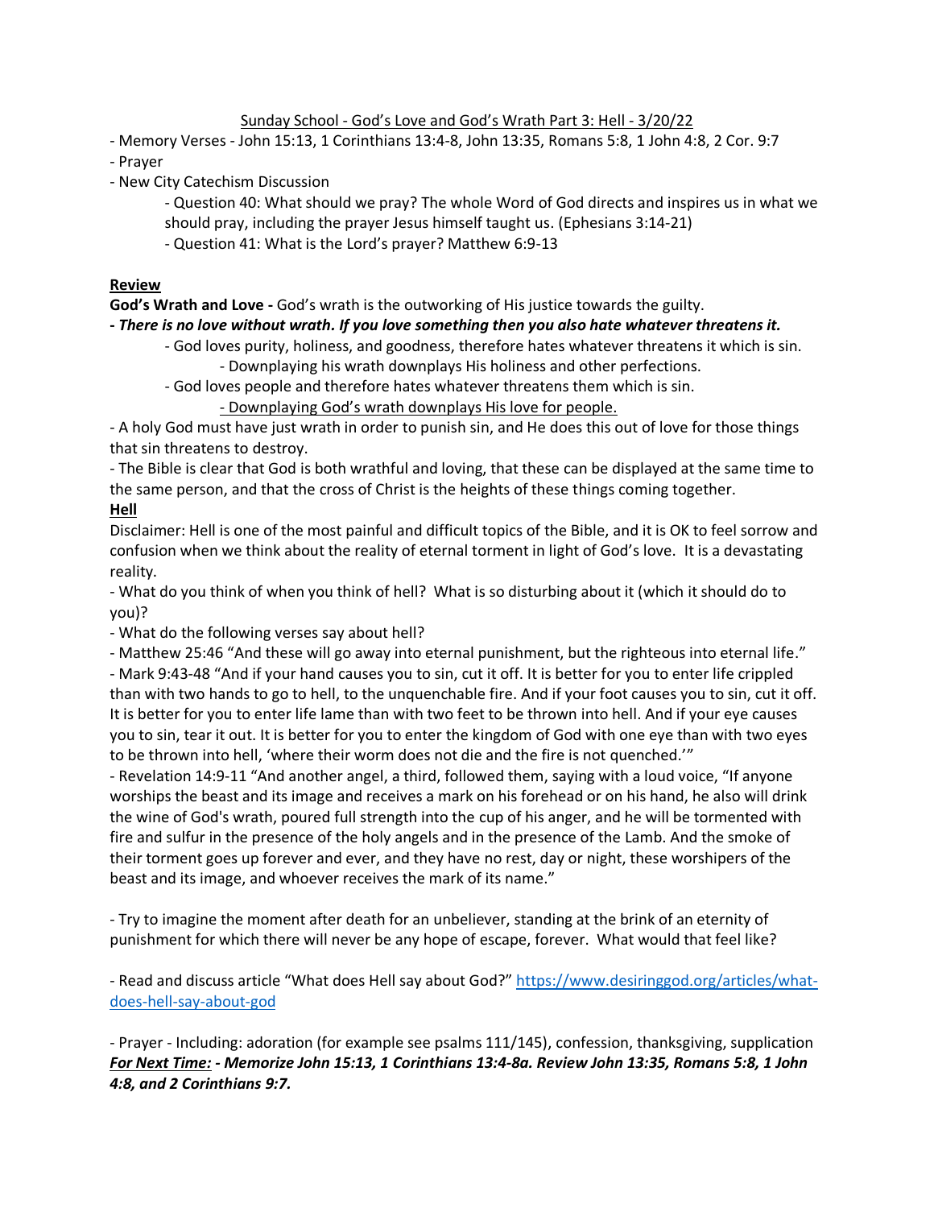<u>Sunday School - God's Love and God's Wrath Part 3: Hell - 3/20/22</u>

- Memory Verses - John 15:13, 1 Corinthians 13:4-8, John 13:35, Romans 5:8, 1 John 4:8, 2 Cor. 9:7
- Prayer
- New City Catechism Discussion
    - Question 40: What should we pray? The whole Word of God directs and inspires us in what we should pray, including the prayer Jesus himself taught us. (Ephesians 3:14-21)
    - Question 41: What is the Lord's prayer? Matthew 6:9-13

**<u>Review</u>**

**God's Wrath and Love -** God's wrath is the outworking of His justice towards the guilty.

***- There is no love without wrath. If you love something then you also hate whatever threatens it.***

- God loves purity, holiness, and goodness, therefore hates whatever threatens it which is sin.
    - Downplaying his wrath downplays His holiness and other perfections.
- God loves people and therefore hates whatever threatens them which is sin.
    - <u>Downplaying God's wrath downplays His love for people.</u>

- A holy God must have just wrath in order to punish sin, and He does this out of love for those things that sin threatens to destroy.

- The Bible is clear that God is both wrathful and loving, that these can be displayed at the same time to the same person, and that the cross of Christ is the heights of these things coming together.

**<u>Hell</u>**

Disclaimer: Hell is one of the most painful and difficult topics of the Bible, and it is OK to feel sorrow and confusion when we think about the reality of eternal torment in light of God's love. It is a devastating reality.

- What do you think of when you think of hell? What is so disturbing about it (which it should do to you)?

- What do the following verses say about hell?

- Matthew 25:46 "And these will go away into eternal punishment, but the righteous into eternal life."

- Mark 9:43-48 "And if your hand causes you to sin, cut it off. It is better for you to enter life crippled than with two hands to go to hell, to the unquenchable fire. And if your foot causes you to sin, cut it off. It is better for you to enter life lame than with two feet to be thrown into hell. And if your eye causes you to sin, tear it out. It is better for you to enter the kingdom of God with one eye than with two eyes to be thrown into hell, 'where their worm does not die and the fire is not quenched.'"

- Revelation 14:9-11 "And another angel, a third, followed them, saying with a loud voice, "If anyone worships the beast and its image and receives a mark on his forehead or on his hand, he also will drink the wine of God's wrath, poured full strength into the cup of his anger, and he will be tormented with fire and sulfur in the presence of the holy angels and in the presence of the Lamb. And the smoke of their torment goes up forever and ever, and they have no rest, day or night, these worshipers of the beast and its image, and whoever receives the mark of its name."

- Try to imagine the moment after death for an unbeliever, standing at the brink of an eternity of punishment for which there will never be any hope of escape, forever. What would that feel like?

- Read and discuss article "What does Hell say about God?" https://www.desiringgod.org/articles/what-does-hell-say-about-god

- Prayer - Including: adoration (for example see psalms 111/145), confession, thanksgiving, supplication

***<u>For Next Time:</u> - Memorize John 15:13, 1 Corinthians 13:4-8a. Review John 13:35, Romans 5:8, 1 John 4:8, and 2 Corinthians 9:7.***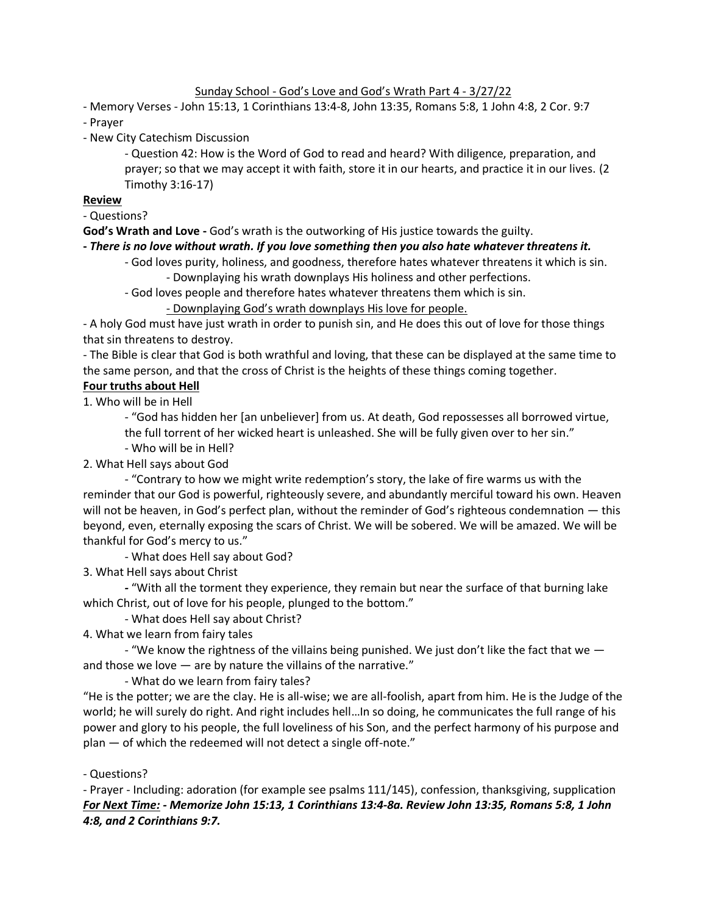Sunday School - God's Love and God's Wrath Part 4 - 3/27/22

- Memory Verses - John 15:13, 1 Corinthians 13:4-8, John 13:35, Romans 5:8, 1 John 4:8, 2 Cor. 9:7
- Prayer
- New City Catechism Discussion
    - Question 42: How is the Word of God to read and heard? With diligence, preparation, and prayer; so that we may accept it with faith, store it in our hearts, and practice it in our lives. (2 Timothy 3:16-17)

**Review**

- Questions?

**God's Wrath and Love -** God's wrath is the outworking of His justice towards the guilty.

***- There is no love without wrath. If you love something then you also hate whatever threatens it.***

- God loves purity, holiness, and goodness, therefore hates whatever threatens it which is sin.
    - Downplaying his wrath downplays His holiness and other perfections.
- God loves people and therefore hates whatever threatens them which is sin.
    - Downplaying God's wrath downplays His love for people.

- A holy God must have just wrath in order to punish sin, and He does this out of love for those things that sin threatens to destroy.
- The Bible is clear that God is both wrathful and loving, that these can be displayed at the same time to the same person, and that the cross of Christ is the heights of these things coming together.

**Four truths about Hell**

1. Who will be in Hell
    - "God has hidden her [an unbeliever] from us. At death, God repossesses all borrowed virtue, the full torrent of her wicked heart is unleashed. She will be fully given over to her sin."
    - Who will be in Hell?
2. What Hell says about God
    - "Contrary to how we might write redemption's story, the lake of fire warms us with the reminder that our God is powerful, righteously severe, and abundantly merciful toward his own. Heaven will not be heaven, in God's perfect plan, without the reminder of God's righteous condemnation — this beyond, even, eternally exposing the scars of Christ. We will be sobered. We will be amazed. We will be thankful for God's mercy to us."
    - What does Hell say about God?
3. What Hell says about Christ
    - "With all the torment they experience, they remain but near the surface of that burning lake which Christ, out of love for his people, plunged to the bottom."
    - What does Hell say about Christ?
4. What we learn from fairy tales
    - "We know the rightness of the villains being punished. We just don't like the fact that we — and those we love — are by nature the villains of the narrative."
    - What do we learn from fairy tales?

"He is the potter; we are the clay. He is all-wise; we are all-foolish, apart from him. He is the Judge of the world; he will surely do right. And right includes hell…In so doing, he communicates the full range of his power and glory to his people, the full loveliness of his Son, and the perfect harmony of his purpose and plan — of which the redeemed will not detect a single off-note."

- Questions?
- Prayer - Including: adoration (for example see psalms 111/145), confession, thanksgiving, supplication

***For Next Time:* *- Memorize John 15:13, 1 Corinthians 13:4-8a. Review John 13:35, Romans 5:8, 1 John 4:8, and 2 Corinthians 9:7.***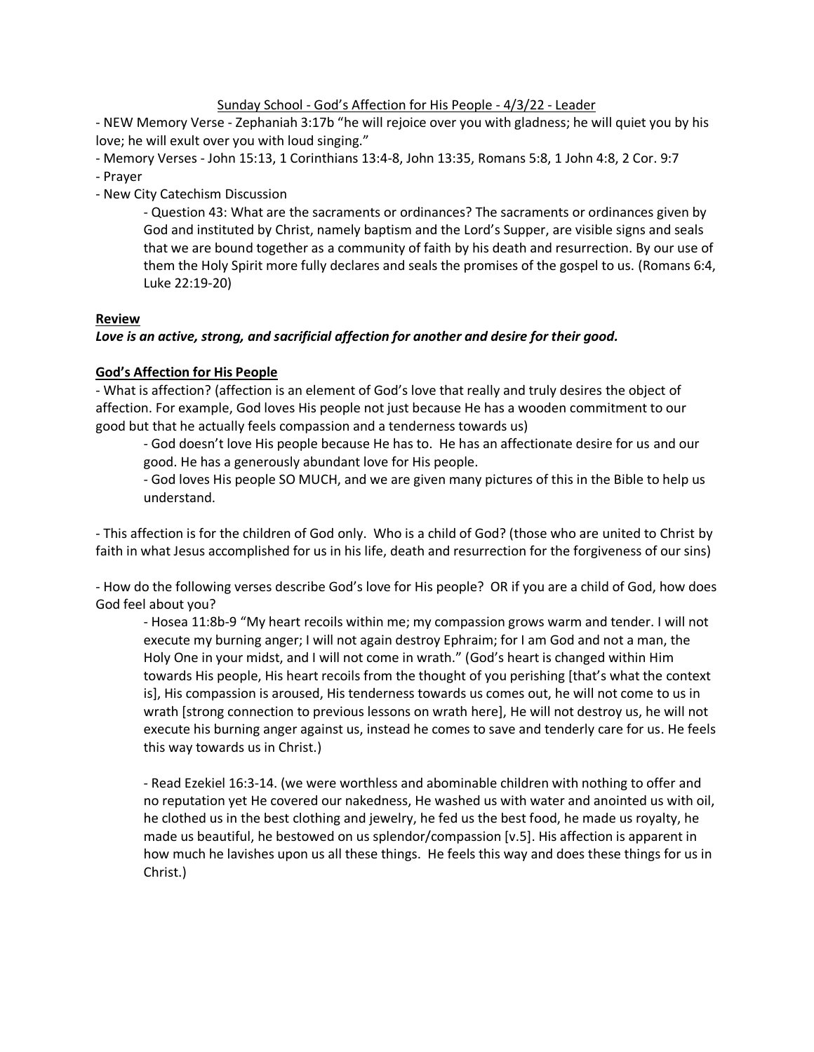Sunday School - God's Affection for His People - 4/3/22 - Leader

- NEW Memory Verse - Zephaniah 3:17b "he will rejoice over you with gladness; he will quiet you by his love; he will exult over you with loud singing."
- Memory Verses - John 15:13, 1 Corinthians 13:4-8, John 13:35, Romans 5:8, 1 John 4:8, 2 Cor. 9:7
- Prayer
- New City Catechism Discussion
    - Question 43: What are the sacraments or ordinances? The sacraments or ordinances given by God and instituted by Christ, namely baptism and the Lord's Supper, are visible signs and seals that we are bound together as a community of faith by his death and resurrection. By our use of them the Holy Spirit more fully declares and seals the promises of the gospel to us. (Romans 6:4, Luke 22:19-20)

**Review**

***Love is an active, strong, and sacrificial affection for another and desire for their good.***

**God's Affection for His People**

- What is affection? (affection is an element of God's love that really and truly desires the object of affection. For example, God loves His people not just because He has a wooden commitment to our good but that he actually feels compassion and a tenderness towards us)
    - God doesn't love His people because He has to. He has an affectionate desire for us and our good. He has a generously abundant love for His people.
    - God loves His people SO MUCH, and we are given many pictures of this in the Bible to help us understand.

- This affection is for the children of God only. Who is a child of God? (those who are united to Christ by faith in what Jesus accomplished for us in his life, death and resurrection for the forgiveness of our sins)

- How do the following verses describe God's love for His people? OR if you are a child of God, how does God feel about you?
    - Hosea 11:8b-9 "My heart recoils within me; my compassion grows warm and tender. I will not execute my burning anger; I will not again destroy Ephraim; for I am God and not a man, the Holy One in your midst, and I will not come in wrath." (God's heart is changed within Him towards His people, His heart recoils from the thought of you perishing [that's what the context is], His compassion is aroused, His tenderness towards us comes out, he will not come to us in wrath [strong connection to previous lessons on wrath here], He will not destroy us, he will not execute his burning anger against us, instead he comes to save and tenderly care for us. He feels this way towards us in Christ.)

    - Read Ezekiel 16:3-14. (we were worthless and abominable children with nothing to offer and no reputation yet He covered our nakedness, He washed us with water and anointed us with oil, he clothed us in the best clothing and jewelry, he fed us the best food, he made us royalty, he made us beautiful, he bestowed on us splendor/compassion [v.5]. His affection is apparent in how much he lavishes upon us all these things. He feels this way and does these things for us in Christ.)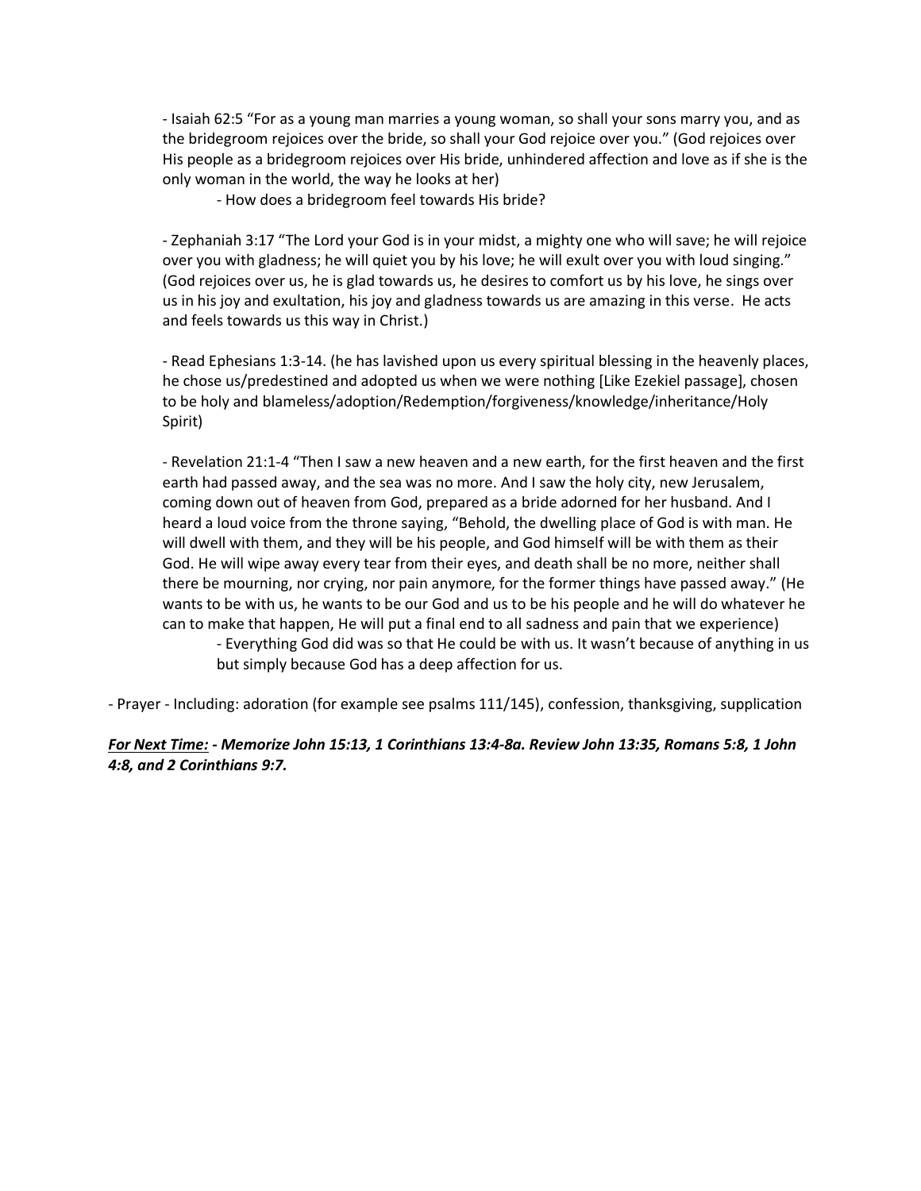- Isaiah 62:5 “For as a young man marries a young woman, so shall your sons marry you, and as the bridegroom rejoices over the bride, so shall your God rejoice over you.” (God rejoices over His people as a bridegroom rejoices over His bride, unhindered affection and love as if she is the only woman in the world, the way he looks at her)

    - How does a bridegroom feel towards His bride?

- Zephaniah 3:17 “The Lord your God is in your midst, a mighty one who will save; he will rejoice over you with gladness; he will quiet you by his love; he will exult over you with loud singing.” (God rejoices over us, he is glad towards us, he desires to comfort us by his love, he sings over us in his joy and exultation, his joy and gladness towards us are amazing in this verse. He acts and feels towards us this way in Christ.)

- Read Ephesians 1:3-14. (he has lavished upon us every spiritual blessing in the heavenly places, he chose us/predestined and adopted us when we were nothing [Like Ezekiel passage], chosen to be holy and blameless/adoption/Redemption/forgiveness/knowledge/inheritance/Holy Spirit)

- Revelation 21:1-4 “Then I saw a new heaven and a new earth, for the first heaven and the first earth had passed away, and the sea was no more. And I saw the holy city, new Jerusalem, coming down out of heaven from God, prepared as a bride adorned for her husband. And I heard a loud voice from the throne saying, “Behold, the dwelling place of God is with man. He will dwell with them, and they will be his people, and God himself will be with them as their God. He will wipe away every tear from their eyes, and death shall be no more, neither shall there be mourning, nor crying, nor pain anymore, for the former things have passed away.” (He wants to be with us, he wants to be our God and us to be his people and he will do whatever he can to make that happen, He will put a final end to all sadness and pain that we experience)

    - Everything God did was so that He could be with us. It wasn’t because of anything in us but simply because God has a deep affection for us.

- Prayer - Including: adoration (for example see psalms 111/145), confession, thanksgiving, supplication

***<u>For Next Time:</u> - Memorize John 15:13, 1 Corinthians 13:4-8a. Review John 13:35, Romans 5:8, 1 John 4:8, and 2 Corinthians 9:7.***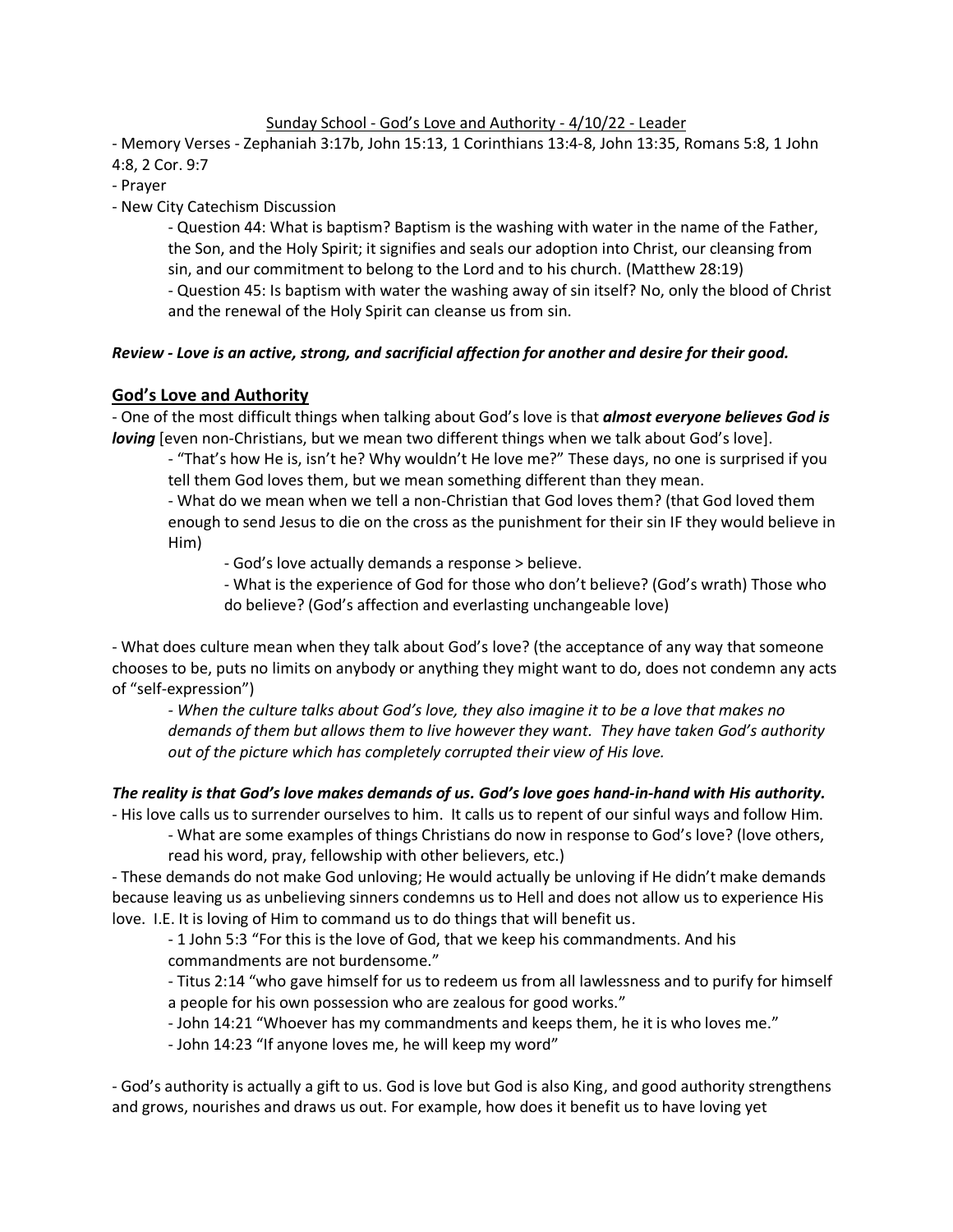<u>Sunday School - God's Love and Authority - 4/10/22 - Leader</u>

- Memory Verses - Zephaniah 3:17b, John 15:13, 1 Corinthians 13:4-8, John 13:35, Romans 5:8, 1 John 4:8, 2 Cor. 9:7
- Prayer
- New City Catechism Discussion
    - Question 44: What is baptism? Baptism is the washing with water in the name of the Father, the Son, and the Holy Spirit; it signifies and seals our adoption into Christ, our cleansing from sin, and our commitment to belong to the Lord and to his church. (Matthew 28:19)
    - Question 45: Is baptism with water the washing away of sin itself? No, only the blood of Christ and the renewal of the Holy Spirit can cleanse us from sin.

***Review - Love is an active, strong, and sacrificial affection for another and desire for their good.***

## <u>God's Love and Authority</u>

- One of the most difficult things when talking about God's love is that ***almost everyone believes God is loving*** [even non-Christians, but we mean two different things when we talk about God's love].
    - "That's how He is, isn't he? Why wouldn't He love me?" These days, no one is surprised if you tell them God loves them, but we mean something different than they mean.
    - What do we mean when we tell a non-Christian that God loves them? (that God loved them enough to send Jesus to die on the cross as the punishment for their sin IF they would believe in Him)
        - God's love actually demands a response > believe.
        - What is the experience of God for those who don't believe? (God's wrath) Those who do believe? (God's affection and everlasting unchangeable love)

- What does culture mean when they talk about God's love? (the acceptance of any way that someone chooses to be, puts no limits on anybody or anything they might want to do, does not condemn any acts of "self-expression")
    - *When the culture talks about God's love, they also imagine it to be a love that makes no demands of them but allows them to live however they want. They have taken God's authority out of the picture which has completely corrupted their view of His love.*

***The reality is that God's love makes demands of us. God's love goes hand-in-hand with His authority.***

- His love calls us to surrender ourselves to him. It calls us to repent of our sinful ways and follow Him.
    - What are some examples of things Christians do now in response to God's love? (love others, read his word, pray, fellowship with other believers, etc.)
- These demands do not make God unloving; He would actually be unloving if He didn't make demands because leaving us as unbelieving sinners condemns us to Hell and does not allow us to experience His love. I.E. It is loving of Him to command us to do things that will benefit us.
    - 1 John 5:3 "For this is the love of God, that we keep his commandments. And his commandments are not burdensome."
    - Titus 2:14 "who gave himself for us to redeem us from all lawlessness and to purify for himself a people for his own possession who are zealous for good works."
    - John 14:21 "Whoever has my commandments and keeps them, he it is who loves me."
    - John 14:23 "If anyone loves me, he will keep my word"

- God's authority is actually a gift to us. God is love but God is also King, and good authority strengthens and grows, nourishes and draws us out. For example, how does it benefit us to have loving yet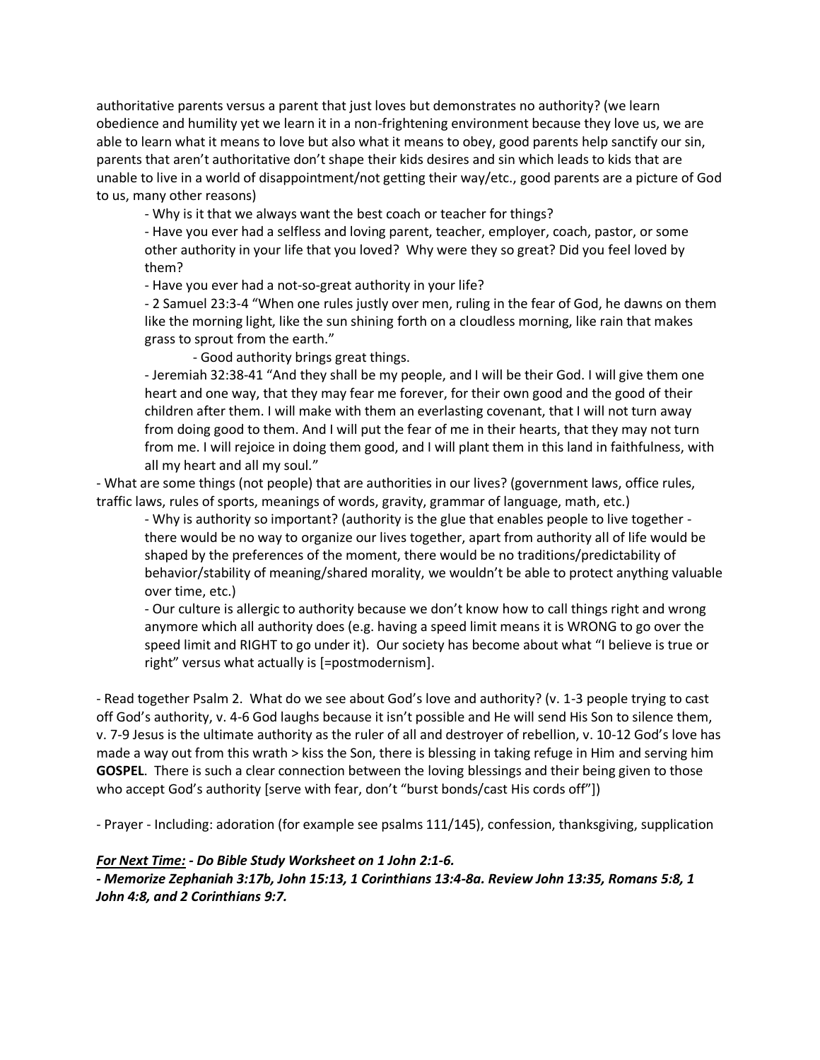authoritative parents versus a parent that just loves but demonstrates no authority? (we learn obedience and humility yet we learn it in a non-frightening environment because they love us, we are able to learn what it means to love but also what it means to obey, good parents help sanctify our sin, parents that aren't authoritative don't shape their kids desires and sin which leads to kids that are unable to live in a world of disappointment/not getting their way/etc., good parents are a picture of God to us, many other reasons)

- Why is it that we always want the best coach or teacher for things?
- Have you ever had a selfless and loving parent, teacher, employer, coach, pastor, or some other authority in your life that you loved? Why were they so great? Did you feel loved by them?
- Have you ever had a not-so-great authority in your life?
- 2 Samuel 23:3-4 "When one rules justly over men, ruling in the fear of God, he dawns on them like the morning light, like the sun shining forth on a cloudless morning, like rain that makes grass to sprout from the earth."
    - Good authority brings great things.
- Jeremiah 32:38-41 "And they shall be my people, and I will be their God. I will give them one heart and one way, that they may fear me forever, for their own good and the good of their children after them. I will make with them an everlasting covenant, that I will not turn away from doing good to them. And I will put the fear of me in their hearts, that they may not turn from me. I will rejoice in doing them good, and I will plant them in this land in faithfulness, with all my heart and all my soul."

- What are some things (not people) that are authorities in our lives? (government laws, office rules, traffic laws, rules of sports, meanings of words, gravity, grammar of language, math, etc.)
    - Why is authority so important? (authority is the glue that enables people to live together - there would be no way to organize our lives together, apart from authority all of life would be shaped by the preferences of the moment, there would be no traditions/predictability of behavior/stability of meaning/shared morality, we wouldn't be able to protect anything valuable over time, etc.)
    - Our culture is allergic to authority because we don't know how to call things right and wrong anymore which all authority does (e.g. having a speed limit means it is WRONG to go over the speed limit and RIGHT to go under it). Our society has become about what "I believe is true or right" versus what actually is [=postmodernism].

- Read together Psalm 2. What do we see about God's love and authority? (v. 1-3 people trying to cast off God's authority, v. 4-6 God laughs because it isn't possible and He will send His Son to silence them, v. 7-9 Jesus is the ultimate authority as the ruler of all and destroyer of rebellion, v. 10-12 God's love has made a way out from this wrath > kiss the Son, there is blessing in taking refuge in Him and serving him **GOSPEL**. There is such a clear connection between the loving blessings and their being given to those who accept God's authority [serve with fear, don't "burst bonds/cast His cords off"])

- Prayer - Including: adoration (for example see psalms 111/145), confession, thanksgiving, supplication

***For Next Time:*** ***- Do Bible Study Worksheet on 1 John 2:1-6.***
***- Memorize Zephaniah 3:17b, John 15:13, 1 Corinthians 13:4-8a. Review John 13:35, Romans 5:8, 1 John 4:8, and 2 Corinthians 9:7.***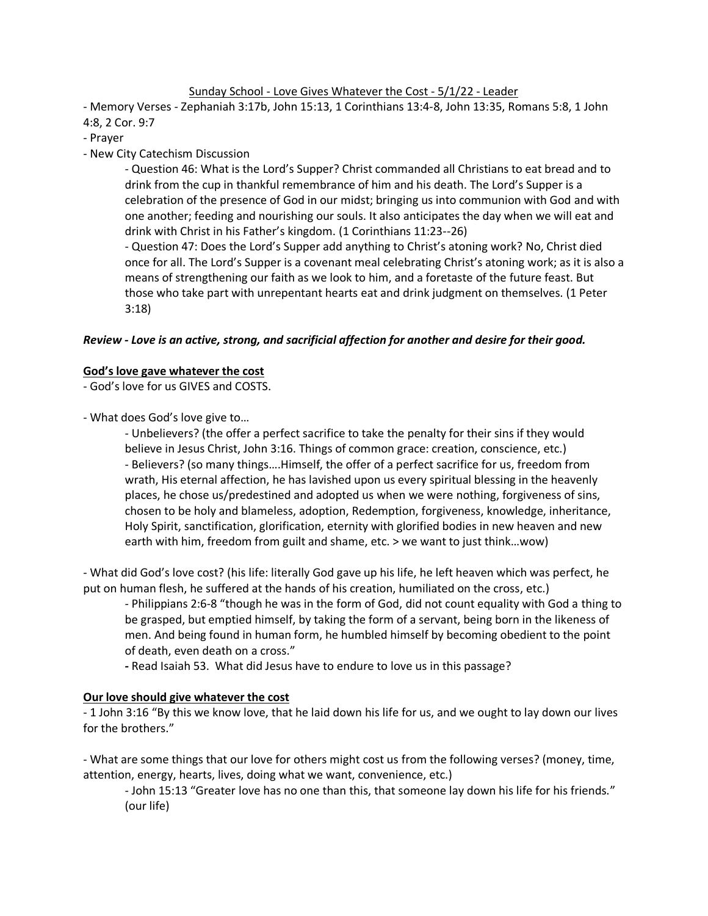Sunday School - Love Gives Whatever the Cost - 5/1/22 - Leader

- Memory Verses - Zephaniah 3:17b, John 15:13, 1 Corinthians 13:4-8, John 13:35, Romans 5:8, 1 John 4:8, 2 Cor. 9:7
- Prayer
- New City Catechism Discussion
    - Question 46: What is the Lord's Supper? Christ commanded all Christians to eat bread and to drink from the cup in thankful remembrance of him and his death. The Lord's Supper is a celebration of the presence of God in our midst; bringing us into communion with God and with one another; feeding and nourishing our souls. It also anticipates the day when we will eat and drink with Christ in his Father's kingdom. (1 Corinthians 11:23--26)
    - Question 47: Does the Lord's Supper add anything to Christ's atoning work? No, Christ died once for all. The Lord's Supper is a covenant meal celebrating Christ's atoning work; as it is also a means of strengthening our faith as we look to him, and a foretaste of the future feast. But those who take part with unrepentant hearts eat and drink judgment on themselves. (1 Peter 3:18)

***Review - Love is an active, strong, and sacrificial affection for another and desire for their good.***

**God's love gave whatever the cost**

- God's love for us GIVES and COSTS.

- What does God's love give to…
    - Unbelievers? (the offer a perfect sacrifice to take the penalty for their sins if they would believe in Jesus Christ, John 3:16. Things of common grace: creation, conscience, etc.)
    - Believers? (so many things….Himself, the offer of a perfect sacrifice for us, freedom from wrath, His eternal affection, he has lavished upon us every spiritual blessing in the heavenly places, he chose us/predestined and adopted us when we were nothing, forgiveness of sins, chosen to be holy and blameless, adoption, Redemption, forgiveness, knowledge, inheritance, Holy Spirit, sanctification, glorification, eternity with glorified bodies in new heaven and new earth with him, freedom from guilt and shame, etc. > we want to just think…wow)

- What did God's love cost? (his life: literally God gave up his life, he left heaven which was perfect, he put on human flesh, he suffered at the hands of his creation, humiliated on the cross, etc.)
    - Philippians 2:6-8 "though he was in the form of God, did not count equality with God a thing to be grasped, but emptied himself, by taking the form of a servant, being born in the likeness of men. And being found in human form, he humbled himself by becoming obedient to the point of death, even death on a cross."
    - Read Isaiah 53. What did Jesus have to endure to love us in this passage?

**Our love should give whatever the cost**

- 1 John 3:16 "By this we know love, that he laid down his life for us, and we ought to lay down our lives for the brothers."

- What are some things that our love for others might cost us from the following verses? (money, time, attention, energy, hearts, lives, doing what we want, convenience, etc.)
    - John 15:13 "Greater love has no one than this, that someone lay down his life for his friends." (our life)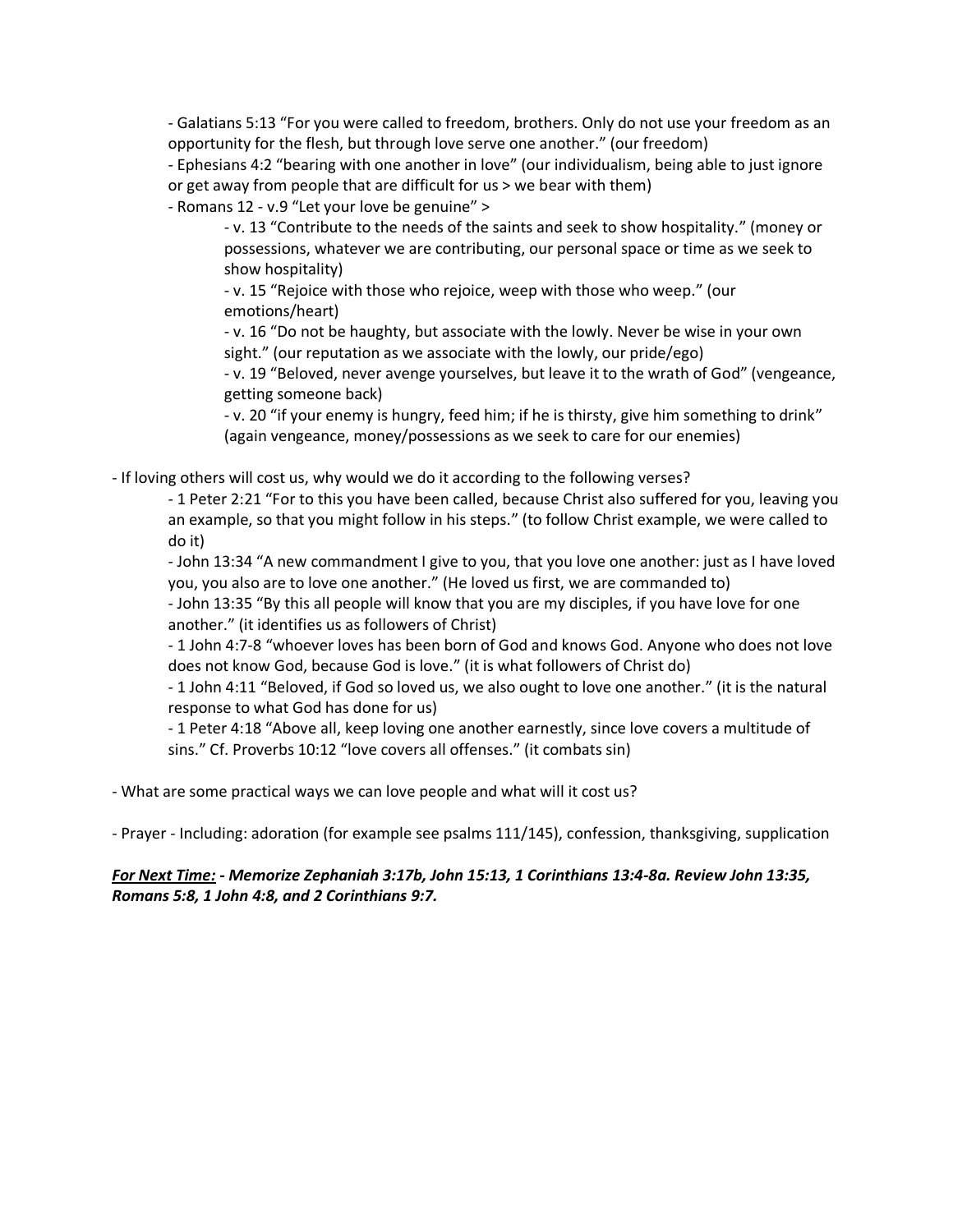- Galatians 5:13 "For you were called to freedom, brothers. Only do not use your freedom as an opportunity for the flesh, but through love serve one another." (our freedom)
- Ephesians 4:2 "bearing with one another in love" (our individualism, being able to just ignore or get away from people that are difficult for us > we bear with them)
- Romans 12 - v.9 "Let your love be genuine" >
  - v. 13 "Contribute to the needs of the saints and seek to show hospitality." (money or possessions, whatever we are contributing, our personal space or time as we seek to show hospitality)
  - v. 15 "Rejoice with those who rejoice, weep with those who weep." (our emotions/heart)
  - v. 16 "Do not be haughty, but associate with the lowly. Never be wise in your own sight." (our reputation as we associate with the lowly, our pride/ego)
  - v. 19 "Beloved, never avenge yourselves, but leave it to the wrath of God" (vengeance, getting someone back)
  - v. 20 "if your enemy is hungry, feed him; if he is thirsty, give him something to drink" (again vengeance, money/possessions as we seek to care for our enemies)

- If loving others will cost us, why would we do it according to the following verses?
  - 1 Peter 2:21 "For to this you have been called, because Christ also suffered for you, leaving you an example, so that you might follow in his steps." (to follow Christ example, we were called to do it)
  - John 13:34 "A new commandment I give to you, that you love one another: just as I have loved you, you also are to love one another." (He loved us first, we are commanded to)
  - John 13:35 "By this all people will know that you are my disciples, if you have love for one another." (it identifies us as followers of Christ)
  - 1 John 4:7-8 "whoever loves has been born of God and knows God. Anyone who does not love does not know God, because God is love." (it is what followers of Christ do)
  - 1 John 4:11 "Beloved, if God so loved us, we also ought to love one another." (it is the natural response to what God has done for us)
  - 1 Peter 4:18 "Above all, keep loving one another earnestly, since love covers a multitude of sins." Cf. Proverbs 10:12 "love covers all offenses." (it combats sin)

- What are some practical ways we can love people and what will it cost us?

- Prayer - Including: adoration (for example see psalms 111/145), confession, thanksgiving, supplication

***<u>For Next Time:</u> - Memorize Zephaniah 3:17b, John 15:13, 1 Corinthians 13:4-8a. Review John 13:35, Romans 5:8, 1 John 4:8, and 2 Corinthians 9:7.***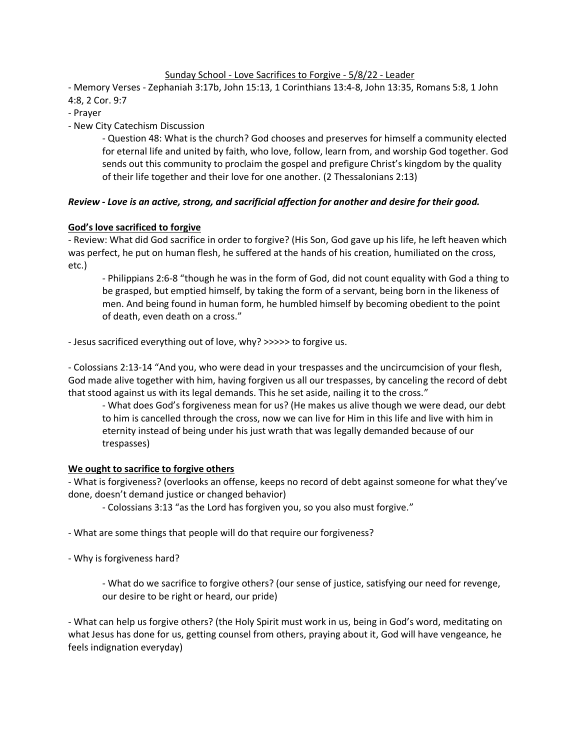Sunday School - Love Sacrifices to Forgive - 5/8/22 - Leader

- Memory Verses - Zephaniah 3:17b, John 15:13, 1 Corinthians 13:4-8, John 13:35, Romans 5:8, 1 John 4:8, 2 Cor. 9:7
- Prayer
- New City Catechism Discussion
    - Question 48: What is the church? God chooses and preserves for himself a community elected for eternal life and united by faith, who love, follow, learn from, and worship God together. God sends out this community to proclaim the gospel and prefigure Christ's kingdom by the quality of their life together and their love for one another. (2 Thessalonians 2:13)

***Review - Love is an active, strong, and sacrificial affection for another and desire for their good.***

**God's love sacrificed to forgive**

- Review: What did God sacrifice in order to forgive? (His Son, God gave up his life, he left heaven which was perfect, he put on human flesh, he suffered at the hands of his creation, humiliated on the cross, etc.)
    - Philippians 2:6-8 "though he was in the form of God, did not count equality with God a thing to be grasped, but emptied himself, by taking the form of a servant, being born in the likeness of men. And being found in human form, he humbled himself by becoming obedient to the point of death, even death on a cross."

- Jesus sacrificed everything out of love, why? >>>>> to forgive us.

- Colossians 2:13-14 "And you, who were dead in your trespasses and the uncircumcision of your flesh, God made alive together with him, having forgiven us all our trespasses, by canceling the record of debt that stood against us with its legal demands. This he set aside, nailing it to the cross."
    - What does God's forgiveness mean for us? (He makes us alive though we were dead, our debt to him is cancelled through the cross, now we can live for Him in this life and live with him in eternity instead of being under his just wrath that was legally demanded because of our trespasses)

**We ought to sacrifice to forgive others**

- What is forgiveness? (overlooks an offense, keeps no record of debt against someone for what they've done, doesn't demand justice or changed behavior)
    - Colossians 3:13 "as the Lord has forgiven you, so you also must forgive."

- What are some things that people will do that require our forgiveness?

- Why is forgiveness hard?

    - What do we sacrifice to forgive others? (our sense of justice, satisfying our need for revenge, our desire to be right or heard, our pride)

- What can help us forgive others? (the Holy Spirit must work in us, being in God's word, meditating on what Jesus has done for us, getting counsel from others, praying about it, God will have vengeance, he feels indignation everyday)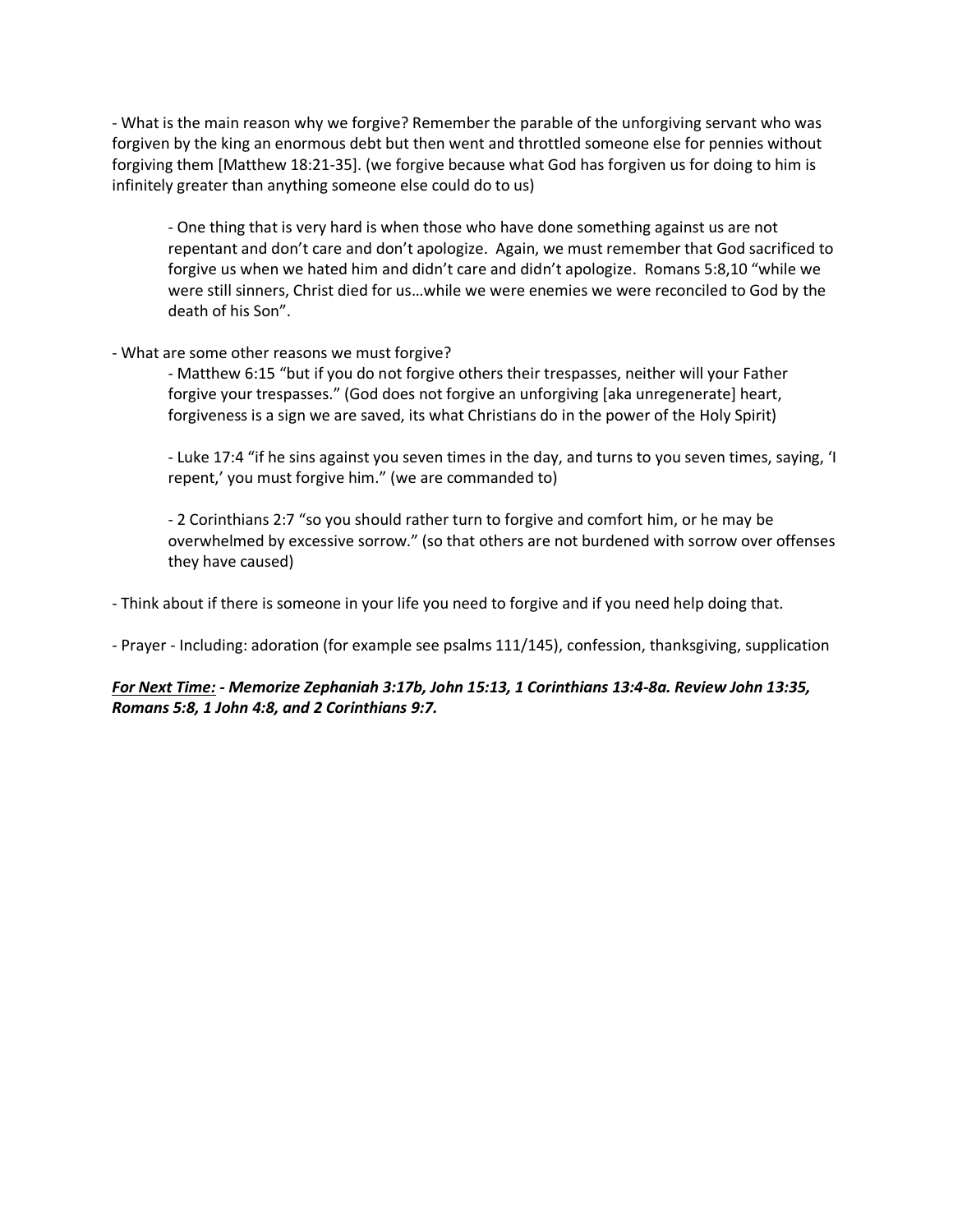- What is the main reason why we forgive? Remember the parable of the unforgiving servant who was forgiven by the king an enormous debt but then went and throttled someone else for pennies without forgiving them [Matthew 18:21-35]. (we forgive because what God has forgiven us for doing to him is infinitely greater than anything someone else could do to us)

    - One thing that is very hard is when those who have done something against us are not repentant and don't care and don't apologize. Again, we must remember that God sacrificed to forgive us when we hated him and didn't care and didn't apologize. Romans 5:8,10 "while we were still sinners, Christ died for us…while we were enemies we were reconciled to God by the death of his Son".

- What are some other reasons we must forgive?

    - Matthew 6:15 "but if you do not forgive others their trespasses, neither will your Father forgive your trespasses." (God does not forgive an unforgiving [aka unregenerate] heart, forgiveness is a sign we are saved, its what Christians do in the power of the Holy Spirit)

    - Luke 17:4 "if he sins against you seven times in the day, and turns to you seven times, saying, 'I repent,' you must forgive him." (we are commanded to)

    - 2 Corinthians 2:7 "so you should rather turn to forgive and comfort him, or he may be overwhelmed by excessive sorrow." (so that others are not burdened with sorrow over offenses they have caused)

- Think about if there is someone in your life you need to forgive and if you need help doing that.

- Prayer - Including: adoration (for example see psalms 111/145), confession, thanksgiving, supplication

***<u>For Next Time:</u> - Memorize Zephaniah 3:17b, John 15:13, 1 Corinthians 13:4-8a. Review John 13:35, Romans 5:8, 1 John 4:8, and 2 Corinthians 9:7.***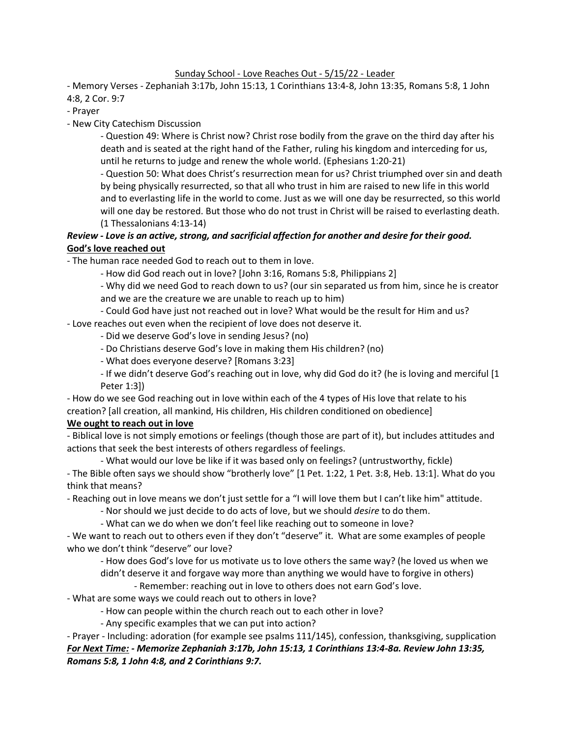<u>Sunday School - Love Reaches Out - 5/15/22 - Leader</u>

- Memory Verses - Zephaniah 3:17b, John 15:13, 1 Corinthians 13:4-8, John 13:35, Romans 5:8, 1 John 4:8, 2 Cor. 9:7
- Prayer
- New City Catechism Discussion
    - Question 49: Where is Christ now? Christ rose bodily from the grave on the third day after his death and is seated at the right hand of the Father, ruling his kingdom and interceding for us, until he returns to judge and renew the whole world. (Ephesians 1:20-21)
    - Question 50: What does Christ's resurrection mean for us? Christ triumphed over sin and death by being physically resurrected, so that all who trust in him are raised to new life in this world and to everlasting life in the world to come. Just as we will one day be resurrected, so this world will one day be restored. But those who do not trust in Christ will be raised to everlasting death. (1 Thessalonians 4:13-14)

***Review - Love is an active, strong, and sacrificial affection for another and desire for their good.***

**<u>God's love reached out</u>**

- The human race needed God to reach out to them in love.
    - How did God reach out in love? [John 3:16, Romans 5:8, Philippians 2]
    - Why did we need God to reach down to us? (our sin separated us from him, since he is creator and we are the creature we are unable to reach up to him)
    - Could God have just not reached out in love? What would be the result for Him and us?
- Love reaches out even when the recipient of love does not deserve it.
    - Did we deserve God's love in sending Jesus? (no)
    - Do Christians deserve God's love in making them His children? (no)
    - What does everyone deserve? [Romans 3:23]
    - If we didn't deserve God's reaching out in love, why did God do it? (he is loving and merciful [1 Peter 1:3])
- How do we see God reaching out in love within each of the 4 types of His love that relate to his creation? [all creation, all mankind, His children, His children conditioned on obedience]

**<u>We ought to reach out in love</u>**

- Biblical love is not simply emotions or feelings (though those are part of it), but includes attitudes and actions that seek the best interests of others regardless of feelings.
    - What would our love be like if it was based only on feelings? (untrustworthy, fickle)
- The Bible often says we should show "brotherly love" [1 Pet. 1:22, 1 Pet. 3:8, Heb. 13:1]. What do you think that means?
- Reaching out in love means we don't just settle for a "I will love them but I can't like him" attitude.
    - Nor should we just decide to do acts of love, but we should *desire* to do them.
    - What can we do when we don't feel like reaching out to someone in love?
- We want to reach out to others even if they don't "deserve" it. What are some examples of people who we don't think "deserve" our love?
    - How does God's love for us motivate us to love others the same way? (he loved us when we didn't deserve it and forgave way more than anything we would have to forgive in others)
        - Remember: reaching out in love to others does not earn God's love.
- What are some ways we could reach out to others in love?
    - How can people within the church reach out to each other in love?
    - Any specific examples that we can put into action?
- Prayer - Including: adoration (for example see psalms 111/145), confession, thanksgiving, supplication

***<u>For Next Time:</u> - Memorize Zephaniah 3:17b, John 15:13, 1 Corinthians 13:4-8a. Review John 13:35, Romans 5:8, 1 John 4:8, and 2 Corinthians 9:7.***